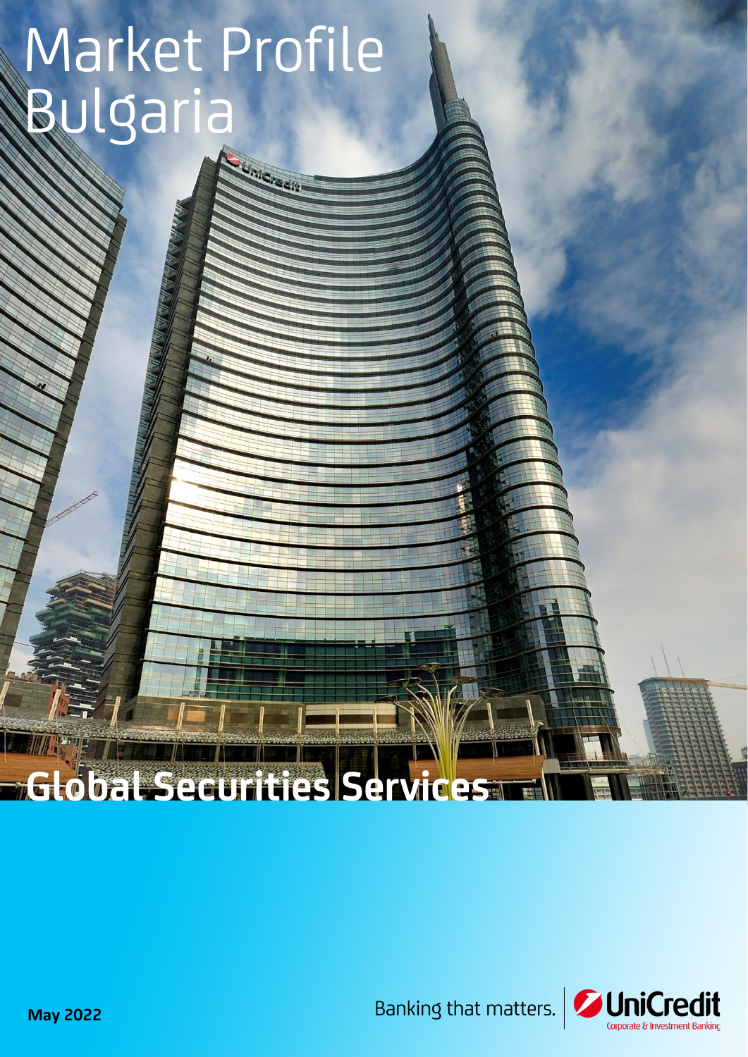# Market Profile Bulgaria

## Global Securities Services

**May 2022**

Banking that matters.

UniCredit Corporate & Investment Banking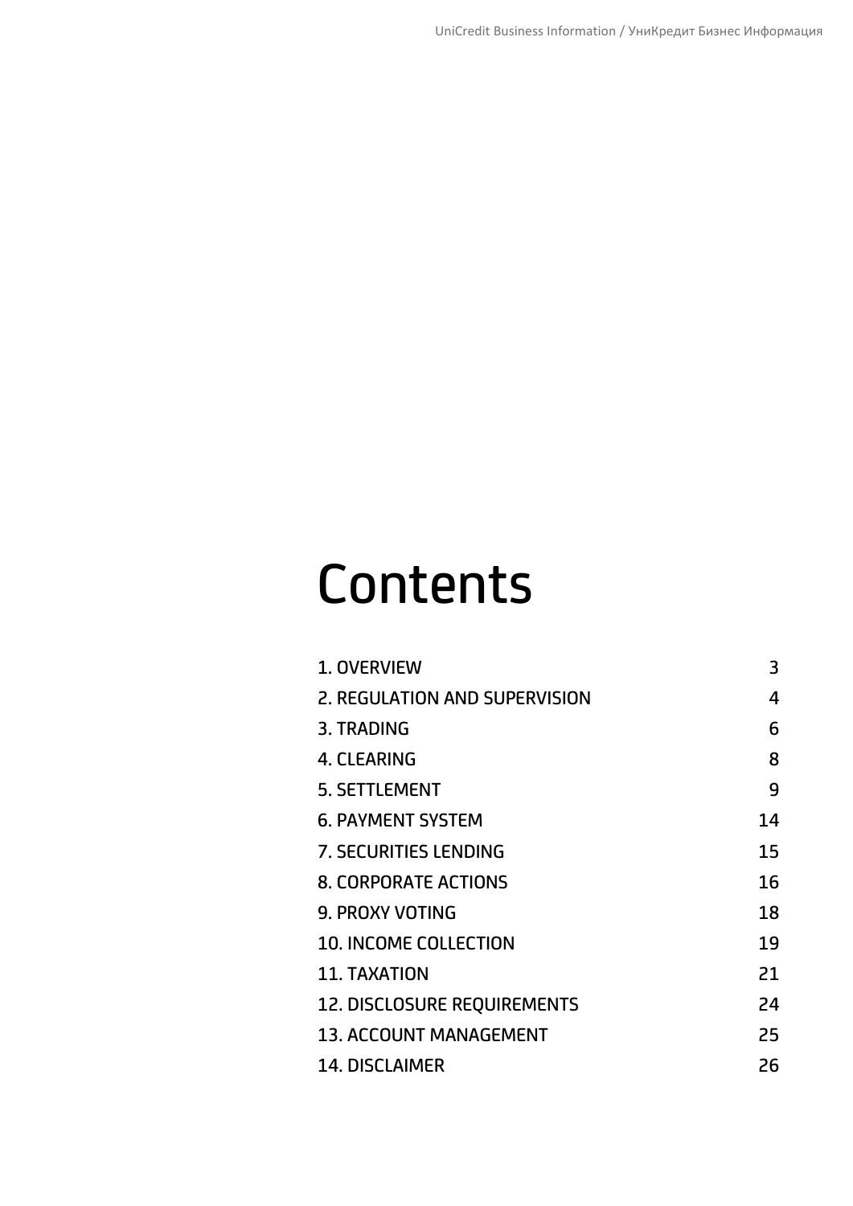# Contents

| | |
|---|---|
| 1. OVERVIEW | 3 |
| 2. REGULATION AND SUPERVISION | 4 |
| 3. TRADING | 6 |
| 4. CLEARING | 8 |
| 5. SETTLEMENT | 9 |
| 6. PAYMENT SYSTEM | 14 |
| 7. SECURITIES LENDING | 15 |
| 8. CORPORATE ACTIONS | 16 |
| 9. PROXY VOTING | 18 |
| 10. INCOME COLLECTION | 19 |
| 11. TAXATION | 21 |
| 12. DISCLOSURE REQUIREMENTS | 24 |
| 13. ACCOUNT MANAGEMENT | 25 |
| 14. DISCLAIMER | 26 |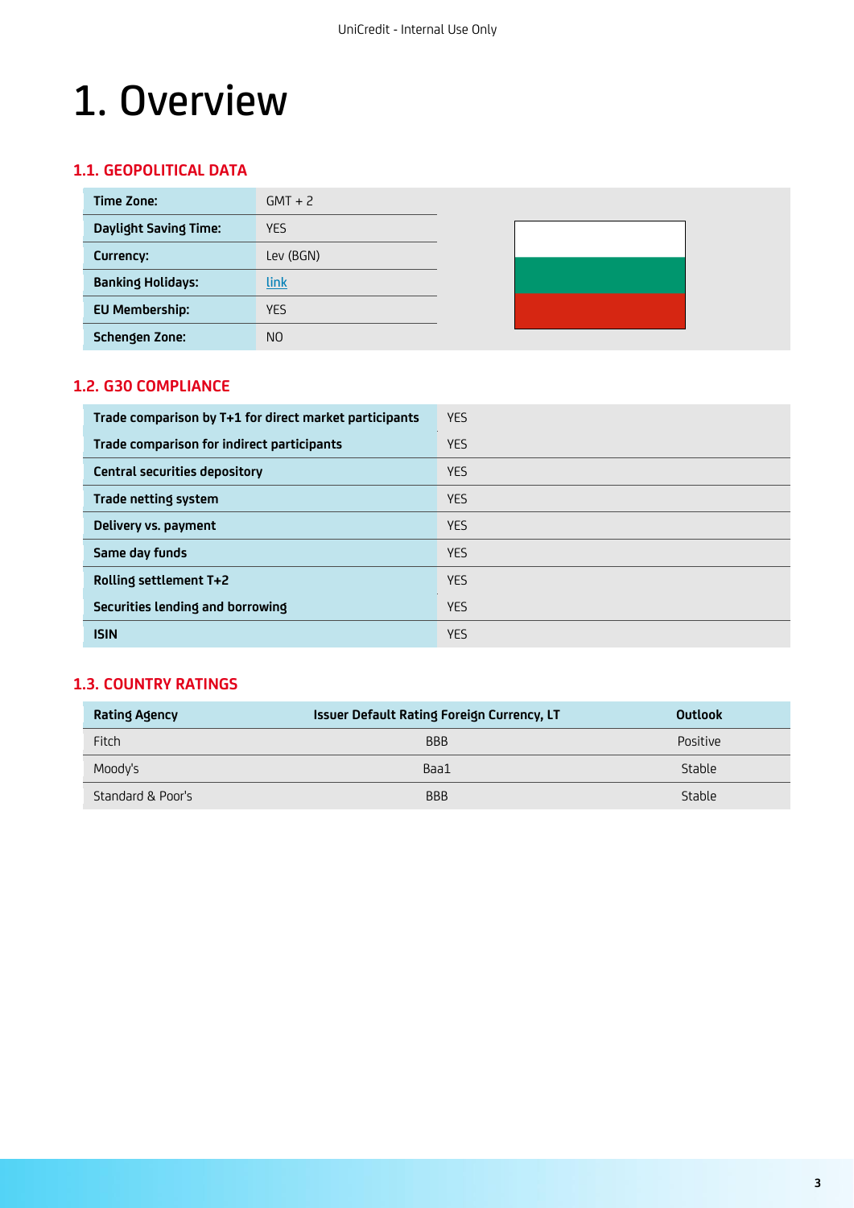# 1. Overview

## 1.1. GEOPOLITICAL DATA

| | |
|---|---|
| **Time Zone:** | GMT + 2 |
| **Daylight Saving Time:** | YES |
| **Currency:** | Lev (BGN) |
| **Banking Holidays:** | link |
| **EU Membership:** | YES |
| **Schengen Zone:** | NO |

## 1.2. G30 COMPLIANCE

| | |
|---|---|
| **Trade comparison by T+1 for direct market participants** | YES |
| **Trade comparison for indirect participants** | YES |
| **Central securities depository** | YES |
| **Trade netting system** | YES |
| **Delivery vs. payment** | YES |
| **Same day funds** | YES |
| **Rolling settlement T+2** | YES |
| **Securities lending and borrowing** | YES |
| **ISIN** | YES |

## 1.3. COUNTRY RATINGS

| Rating Agency | Issuer Default Rating Foreign Currency, LT | Outlook |
|---|---|---|
| Fitch | BBB | Positive |
| Moody's | Baa1 | Stable |
| Standard & Poor's | BBB | Stable |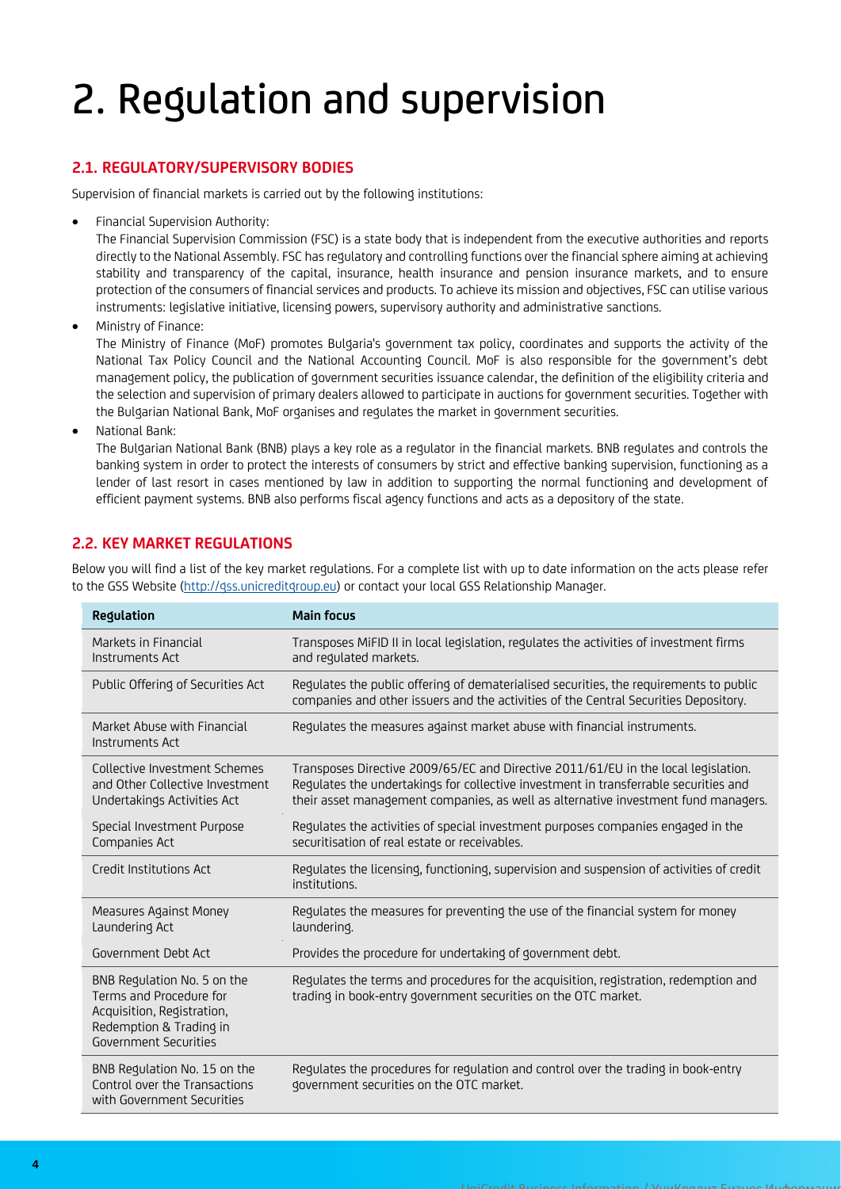# 2. Regulation and supervision

## 2.1. REGULATORY/SUPERVISORY BODIES

Supervision of financial markets is carried out by the following institutions:

- Financial Supervision Authority:
  The Financial Supervision Commission (FSC) is a state body that is independent from the executive authorities and reports directly to the National Assembly. FSC has regulatory and controlling functions over the financial sphere aiming at achieving stability and transparency of the capital, insurance, health insurance and pension insurance markets, and to ensure protection of the consumers of financial services and products. To achieve its mission and objectives, FSC can utilise various instruments: legislative initiative, licensing powers, supervisory authority and administrative sanctions.
- Ministry of Finance:
  The Ministry of Finance (MoF) promotes Bulgaria's government tax policy, coordinates and supports the activity of the National Tax Policy Council and the National Accounting Council. MoF is also responsible for the government's debt management policy, the publication of government securities issuance calendar, the definition of the eligibility criteria and the selection and supervision of primary dealers allowed to participate in auctions for government securities. Together with the Bulgarian National Bank, MoF organises and regulates the market in government securities.
- National Bank:
  The Bulgarian National Bank (BNB) plays a key role as a regulator in the financial markets. BNB regulates and controls the banking system in order to protect the interests of consumers by strict and effective banking supervision, functioning as a lender of last resort in cases mentioned by law in addition to supporting the normal functioning and development of efficient payment systems. BNB also performs fiscal agency functions and acts as a depository of the state.

## 2.2. KEY MARKET REGULATIONS

Below you will find a list of the key market regulations. For a complete list with up to date information on the acts please refer to the GSS Website (http://gss.unicreditgroup.eu) or contact your local GSS Relationship Manager.

| Regulation | Main focus |
|---|---|
| Markets in Financial Instruments Act | Transposes MiFID II in local legislation, regulates the activities of investment firms and regulated markets. |
| Public Offering of Securities Act | Regulates the public offering of dematerialised securities, the requirements to public companies and other issuers and the activities of the Central Securities Depository. |
| Market Abuse with Financial Instruments Act | Regulates the measures against market abuse with financial instruments. |
| Collective Investment Schemes and Other Collective Investment Undertakings Activities Act | Transposes Directive 2009/65/EC and Directive 2011/61/EU in the local legislation. Regulates the undertakings for collective investment in transferrable securities and their asset management companies, as well as alternative investment fund managers. |
| Special Investment Purpose Companies Act | Regulates the activities of special investment purposes companies engaged in the securitisation of real estate or receivables. |
| Credit Institutions Act | Regulates the licensing, functioning, supervision and suspension of activities of credit institutions. |
| Measures Against Money Laundering Act | Regulates the measures for preventing the use of the financial system for money laundering. |
| Government Debt Act | Provides the procedure for undertaking of government debt. |
| BNB Regulation No. 5 on the Terms and Procedure for Acquisition, Registration, Redemption & Trading in Government Securities | Regulates the terms and procedures for the acquisition, registration, redemption and trading in book-entry government securities on the OTC market. |
| BNB Regulation No. 15 on the Control over the Transactions with Government Securities | Regulates the procedures for regulation and control over the trading in book-entry government securities on the OTC market. |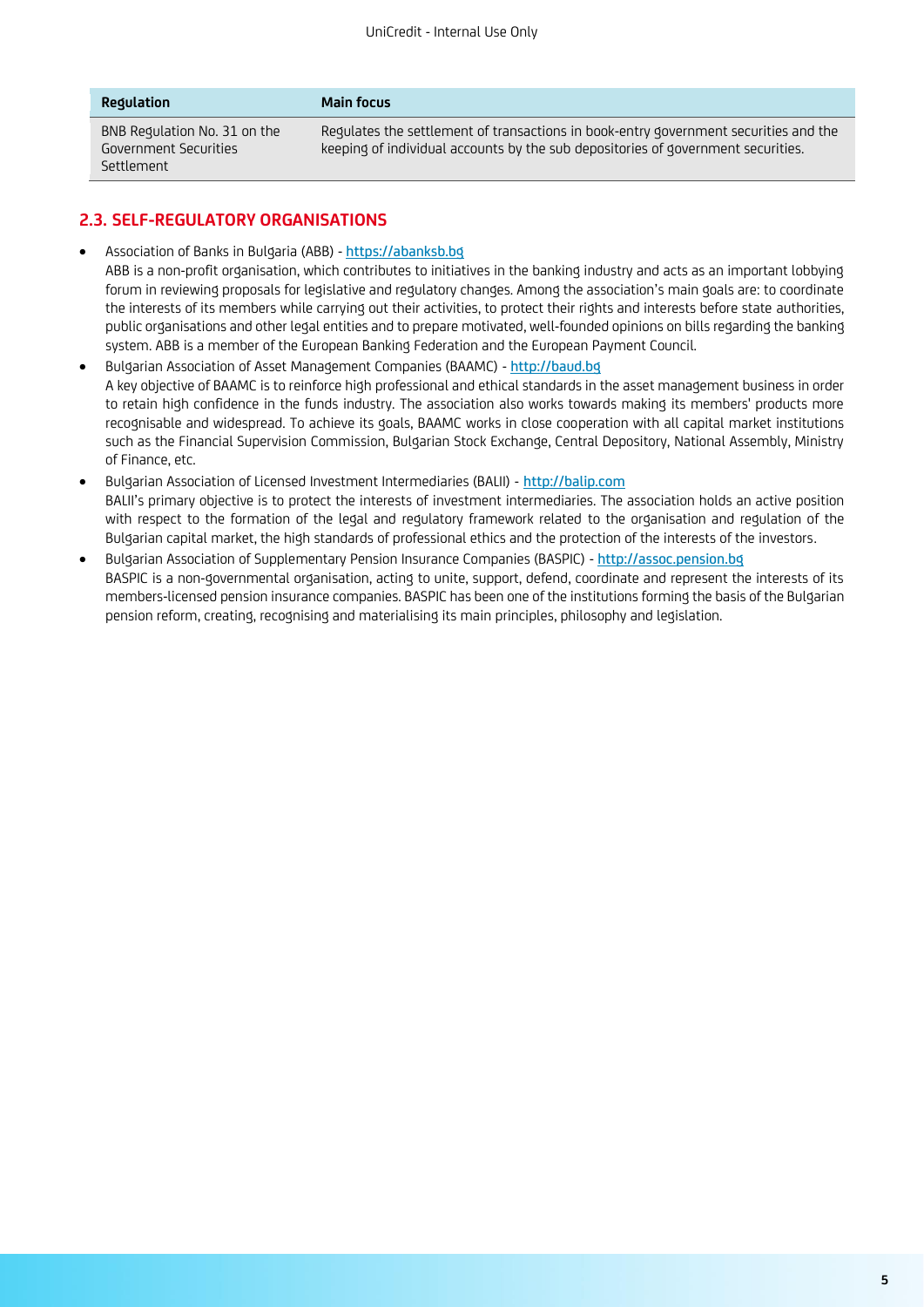| Regulation | Main focus |
|---|---|
| BNB Regulation No. 31 on the Government Securities Settlement | Regulates the settlement of transactions in book-entry government securities and the keeping of individual accounts by the sub depositories of government securities. |

## 2.3. SELF-REGULATORY ORGANISATIONS

- Association of Banks in Bulgaria (ABB) - https://abanksb.bg
  ABB is a non-profit organisation, which contributes to initiatives in the banking industry and acts as an important lobbying forum in reviewing proposals for legislative and regulatory changes. Among the association's main goals are: to coordinate the interests of its members while carrying out their activities, to protect their rights and interests before state authorities, public organisations and other legal entities and to prepare motivated, well-founded opinions on bills regarding the banking system. ABB is a member of the European Banking Federation and the European Payment Council.
- Bulgarian Association of Asset Management Companies (BAAMC) - http://baud.bg
  A key objective of BAAMC is to reinforce high professional and ethical standards in the asset management business in order to retain high confidence in the funds industry. The association also works towards making its members' products more recognisable and widespread. To achieve its goals, BAAMC works in close cooperation with all capital market institutions such as the Financial Supervision Commission, Bulgarian Stock Exchange, Central Depository, National Assembly, Ministry of Finance, etc.
- Bulgarian Association of Licensed Investment Intermediaries (BALII) - http://balip.com
  BALII's primary objective is to protect the interests of investment intermediaries. The association holds an active position with respect to the formation of the legal and regulatory framework related to the organisation and regulation of the Bulgarian capital market, the high standards of professional ethics and the protection of the interests of the investors.
- Bulgarian Association of Supplementary Pension Insurance Companies (BASPIC) - http://assoc.pension.bg
  BASPIC is a non-governmental organisation, acting to unite, support, defend, coordinate and represent the interests of its members-licensed pension insurance companies. BASPIC has been one of the institutions forming the basis of the Bulgarian pension reform, creating, recognising and materialising its main principles, philosophy and legislation.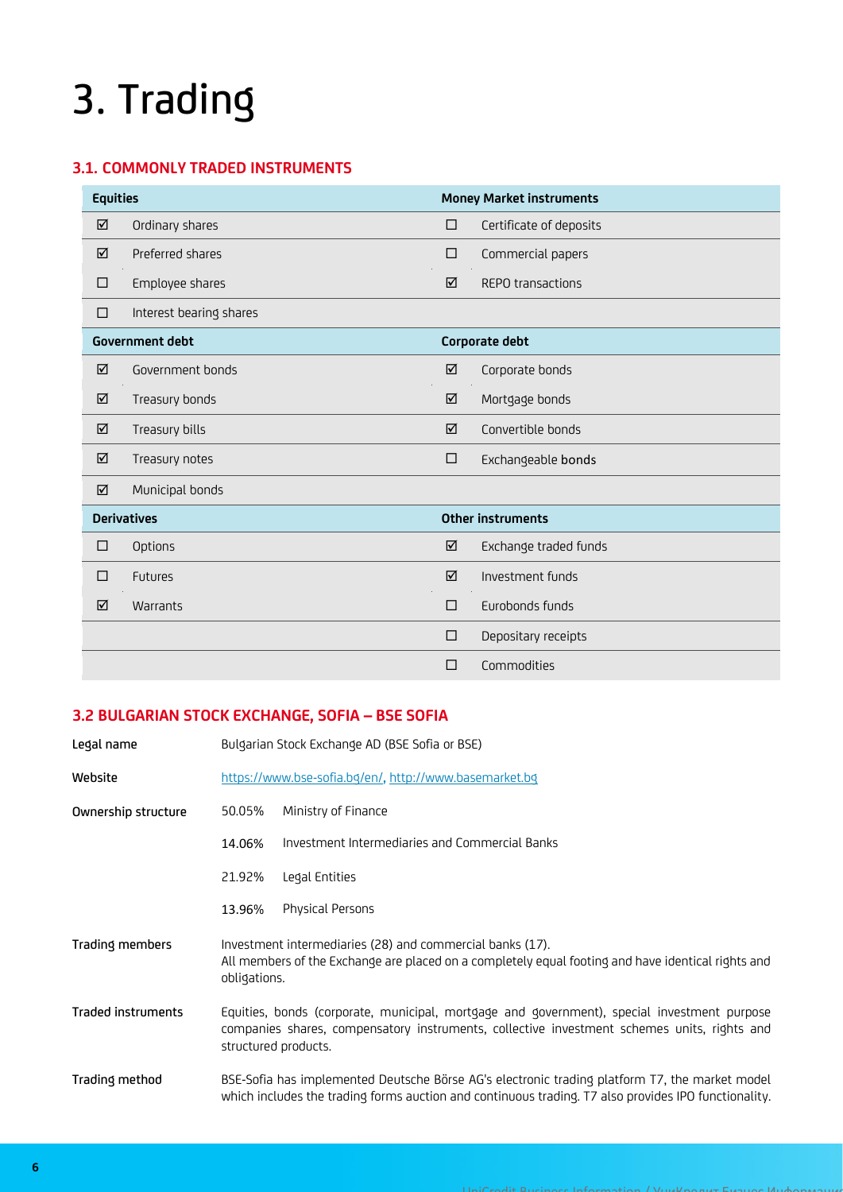# 3. Trading

### 3.1. COMMONLY TRADED INSTRUMENTS

| Equities | | Money Market instruments | |
|---|---|---|---|
| ☑ | Ordinary shares | ☐ | Certificate of deposits |
| ☑ | Preferred shares | ☐ | Commercial papers |
| ☐ | Employee shares | ☑ | REPO transactions |
| ☐ | Interest bearing shares | | |
| **Government debt** | | **Corporate debt** | |
| ☑ | Government bonds | ☑ | Corporate bonds |
| ☑ | Treasury bonds | ☑ | Mortgage bonds |
| ☑ | Treasury bills | ☑ | Convertible bonds |
| ☑ | Treasury notes | ☐ | Exchangeable bonds |
| ☑ | Municipal bonds | | |
| **Derivatives** | | **Other instruments** | |
| ☐ | Options | ☑ | Exchange traded funds |
| ☐ | Futures | ☑ | Investment funds |
| ☑ | Warrants | ☐ | Eurobonds funds |
| | | ☐ | Depositary receipts |
| | | ☐ | Commodities |

### 3.2 BULGARIAN STOCK EXCHANGE, SOFIA – BSE SOFIA

**Legal name**
Bulgarian Stock Exchange AD (BSE Sofia or BSE)

**Website**
https://www.bse-sofia.bg/en/, http://www.basemarket.bg

**Ownership structure**

| | |
|---|---|
| 50.05% | Ministry of Finance |
| 14.06% | Investment Intermediaries and Commercial Banks |
| 21.92% | Legal Entities |
| 13.96% | Physical Persons |

**Trading members**
Investment intermediaries (28) and commercial banks (17).
All members of the Exchange are placed on a completely equal footing and have identical rights and obligations.

**Traded instruments**
Equities, bonds (corporate, municipal, mortgage and government), special investment purpose companies shares, compensatory instruments, collective investment schemes units, rights and structured products.

**Trading method**
BSE-Sofia has implemented Deutsche Börse AG's electronic trading platform T7, the market model which includes the trading forms auction and continuous trading. T7 also provides IPO functionality.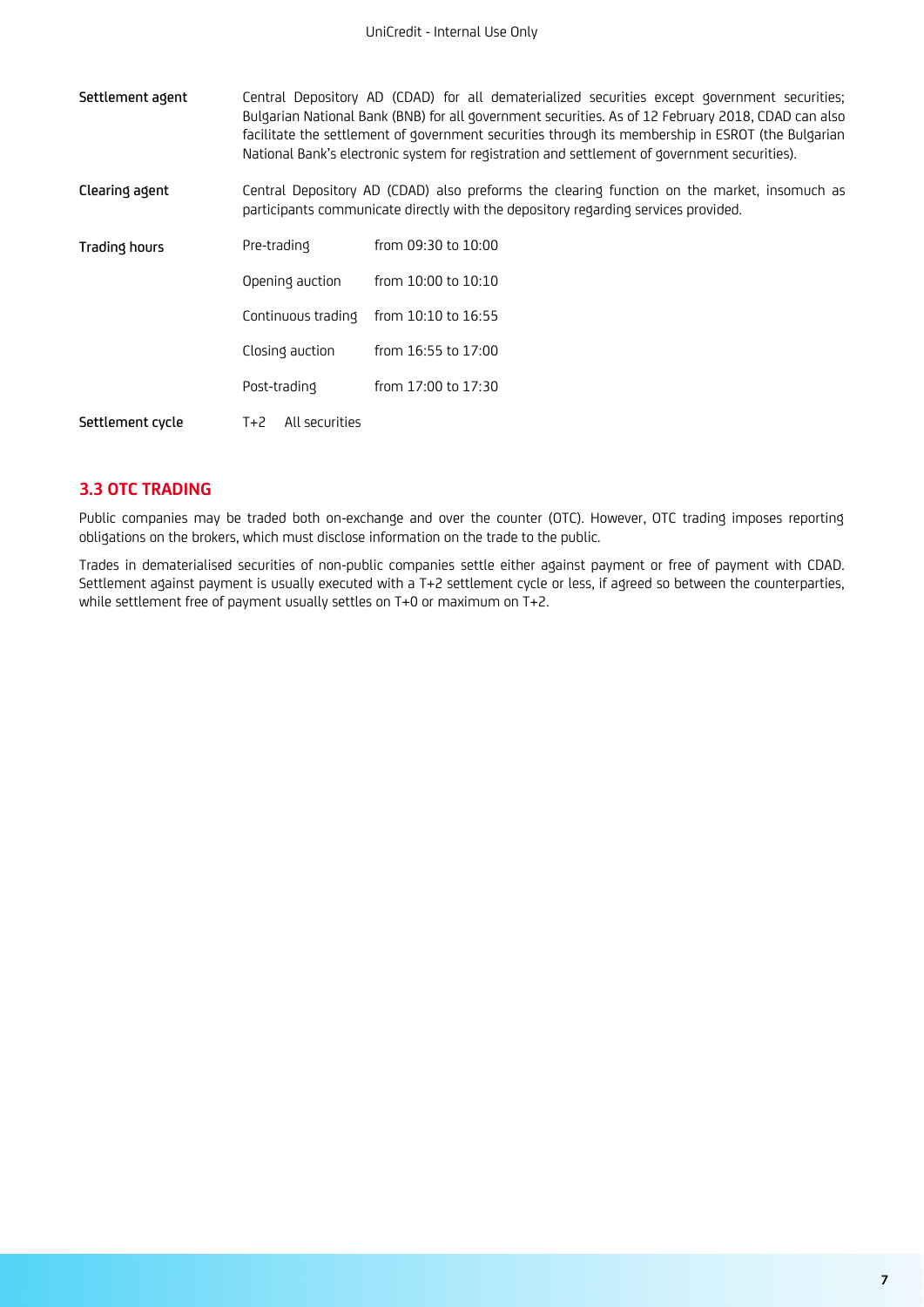| | | |
|---|---|---|
| **Settlement agent** | Central Depository AD (CDAD) for all dematerialized securities except government securities; Bulgarian National Bank (BNB) for all government securities. As of 12 February 2018, CDAD can also facilitate the settlement of government securities through its membership in ESROT (the Bulgarian National Bank's electronic system for registration and settlement of government securities). | |
| **Clearing agent** | Central Depository AD (CDAD) also preforms the clearing function on the market, insomuch as participants communicate directly with the depository regarding services provided. | |
| **Trading hours** | Pre-trading | from 09:30 to 10:00 |
| | Opening auction | from 10:00 to 10:10 |
| | Continuous trading | from 10:10 to 16:55 |
| | Closing auction | from 16:55 to 17:00 |
| | Post-trading | from 17:00 to 17:30 |
| **Settlement cycle** | T+2 | All securities |

## 3.3 OTC TRADING

Public companies may be traded both on-exchange and over the counter (OTC). However, OTC trading imposes reporting obligations on the brokers, which must disclose information on the trade to the public.

Trades in dematerialised securities of non-public companies settle either against payment or free of payment with CDAD. Settlement against payment is usually executed with a T+2 settlement cycle or less, if agreed so between the counterparties, while settlement free of payment usually settles on T+0 or maximum on T+2.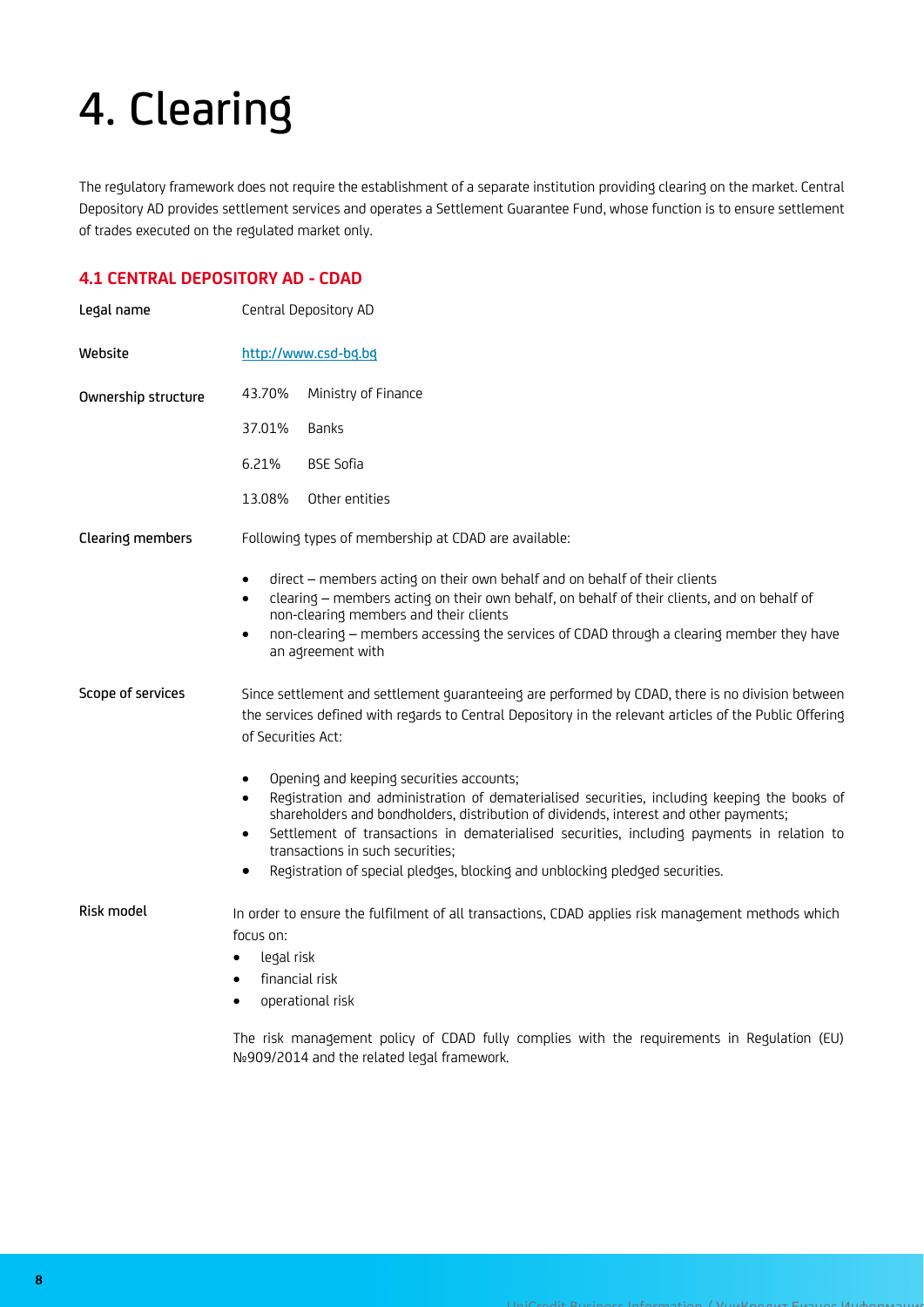# 4. Clearing

The regulatory framework does not require the establishment of a separate institution providing clearing on the market. Central Depository AD provides settlement services and operates a Settlement Guarantee Fund, whose function is to ensure settlement of trades executed on the regulated market only.

## 4.1 CENTRAL DEPOSITORY AD - CDAD

**Legal name**

Central Depository AD

**Website**

http://www.csd-bg.bg

**Ownership structure**

| | |
|---|---|
| 43.70% | Ministry of Finance |
| 37.01% | Banks |
| 6.21% | BSE Sofia |
| 13.08% | Other entities |

**Clearing members**

Following types of membership at CDAD are available:

- direct – members acting on their own behalf and on behalf of their clients
- clearing – members acting on their own behalf, on behalf of their clients, and on behalf of non-clearing members and their clients
- non-clearing – members accessing the services of CDAD through a clearing member they have an agreement with

**Scope of services**

Since settlement and settlement guaranteeing are performed by CDAD, there is no division between the services defined with regards to Central Depository in the relevant articles of the Public Offering of Securities Act:

- Opening and keeping securities accounts;
- Registration and administration of dematerialised securities, including keeping the books of shareholders and bondholders, distribution of dividends, interest and other payments;
- Settlement of transactions in dematerialised securities, including payments in relation to transactions in such securities;
- Registration of special pledges, blocking and unblocking pledged securities.

**Risk model**

In order to ensure the fulfilment of all transactions, CDAD applies risk management methods which focus on:

- legal risk
- financial risk
- operational risk

The risk management policy of CDAD fully complies with the requirements in Regulation (EU) №909/2014 and the related legal framework.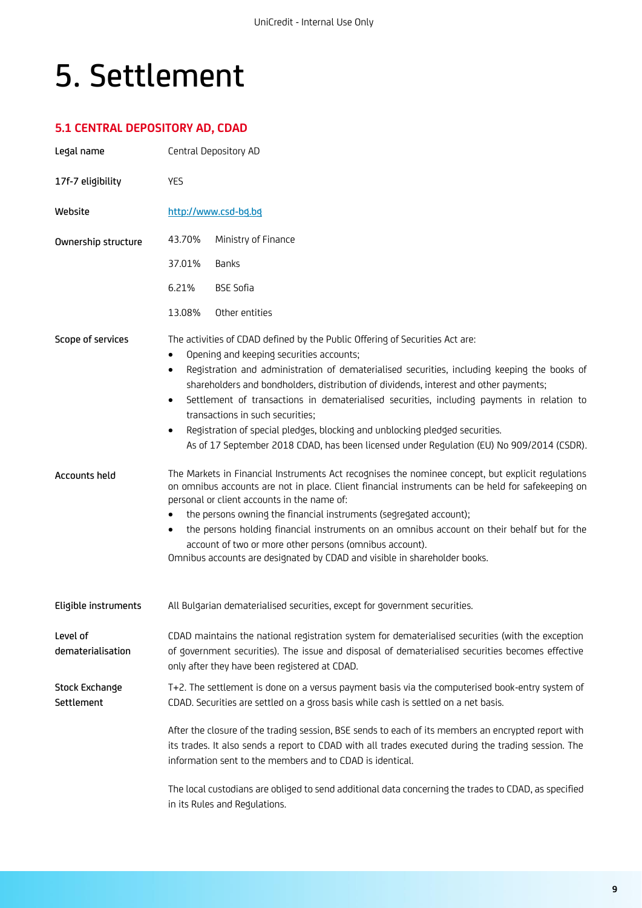# 5. Settlement

## 5.1 CENTRAL DEPOSITORY AD, CDAD

| | |
|---|---|
| **Legal name** | Central Depository AD |
| **17f-7 eligibility** | YES |
| **Website** | http://www.csd-bg.bg |
| **Ownership structure** | 43.70% Ministry of Finance<br>37.01% Banks<br>6.21% BSE Sofia<br>13.08% Other entities |
| **Scope of services** | The activities of CDAD defined by the Public Offering of Securities Act are:<br>• Opening and keeping securities accounts;<br>• Registration and administration of dematerialised securities, including keeping the books of shareholders and bondholders, distribution of dividends, interest and other payments;<br>• Settlement of transactions in dematerialised securities, including payments in relation to transactions in such securities;<br>• Registration of special pledges, blocking and unblocking pledged securities.<br>As of 17 September 2018 CDAD, has been licensed under Regulation (EU) No 909/2014 (CSDR). |
| **Accounts held** | The Markets in Financial Instruments Act recognises the nominee concept, but explicit regulations on omnibus accounts are not in place. Client financial instruments can be held for safekeeping on personal or client accounts in the name of:<br>• the persons owning the financial instruments (segregated account);<br>• the persons holding financial instruments on an omnibus account on their behalf but for the account of two or more other persons (omnibus account).<br>Omnibus accounts are designated by CDAD and visible in shareholder books. |
| **Eligible instruments** | All Bulgarian dematerialised securities, except for government securities. |
| **Level of dematerialisation** | CDAD maintains the national registration system for dematerialised securities (with the exception of government securities). The issue and disposal of dematerialised securities becomes effective only after they have been registered at CDAD. |
| **Stock Exchange Settlement** | T+2. The settlement is done on a versus payment basis via the computerised book-entry system of CDAD. Securities are settled on a gross basis while cash is settled on a net basis.<br><br>After the closure of the trading session, BSE sends to each of its members an encrypted report with its trades. It also sends a report to CDAD with all trades executed during the trading session. The information sent to the members and to CDAD is identical.<br><br>The local custodians are obliged to send additional data concerning the trades to CDAD, as specified in its Rules and Regulations. |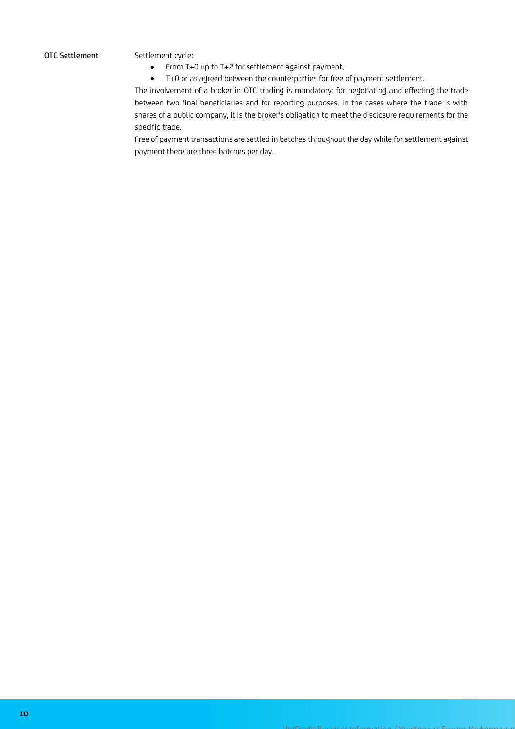**OTC Settlement**

Settlement cycle:

- From T+0 up to T+2 for settlement against payment,
- T+0 or as agreed between the counterparties for free of payment settlement.

The involvement of a broker in OTC trading is mandatory: for negotiating and effecting the trade between two final beneficiaries and for reporting purposes. In the cases where the trade is with shares of a public company, it is the broker's obligation to meet the disclosure requirements for the specific trade.

Free of payment transactions are settled in batches throughout the day while for settlement against payment there are three batches per day.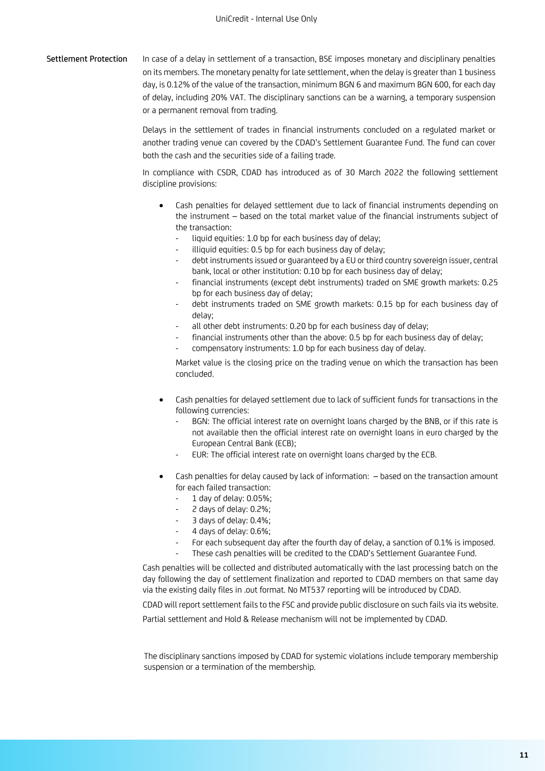**Settlement Protection**

In case of a delay in settlement of a transaction, BSE imposes monetary and disciplinary penalties on its members. The monetary penalty for late settlement, when the delay is greater than 1 business day, is 0.12% of the value of the transaction, minimum BGN 6 and maximum BGN 600, for each day of delay, including 20% VAT. The disciplinary sanctions can be a warning, a temporary suspension or a permanent removal from trading.

Delays in the settlement of trades in financial instruments concluded on a regulated market or another trading venue can covered by the CDAD's Settlement Guarantee Fund. The fund can cover both the cash and the securities side of a failing trade.

In compliance with CSDR, CDAD has introduced as of 30 March 2022 the following settlement discipline provisions:

- Cash penalties for delayed settlement due to lack of financial instruments depending on the instrument – based on the total market value of the financial instruments subject of the transaction:
  - liquid equities: 1.0 bp for each business day of delay;
  - illiquid equities: 0.5 bp for each business day of delay;
  - debt instruments issued or guaranteed by a EU or third country sovereign issuer, central bank, local or other institution: 0.10 bp for each business day of delay;
  - financial instruments (except debt instruments) traded on SME growth markets: 0.25 bp for each business day of delay;
  - debt instruments traded on SME growth markets: 0.15 bp for each business day of delay;
  - all other debt instruments: 0.20 bp for each business day of delay;
  - financial instruments other than the above: 0.5 bp for each business day of delay;
  - compensatory instruments: 1.0 bp for each business day of delay.

  Market value is the closing price on the trading venue on which the transaction has been concluded.

- Cash penalties for delayed settlement due to lack of sufficient funds for transactions in the following currencies:
  - BGN: The official interest rate on overnight loans charged by the BNB, or if this rate is not available then the official interest rate on overnight loans in euro charged by the European Central Bank (ECB);
  - EUR: The official interest rate on overnight loans charged by the ECB.

- Cash penalties for delay caused by lack of information: – based on the transaction amount for each failed transaction:
  - 1 day of delay: 0.05%;
  - 2 days of delay: 0.2%;
  - 3 days of delay: 0.4%;
  - 4 days of delay: 0.6%;
  - For each subsequent day after the fourth day of delay, a sanction of 0.1% is imposed.
  - These cash penalties will be credited to the CDAD's Settlement Guarantee Fund.

Cash penalties will be collected and distributed automatically with the last processing batch on the day following the day of settlement finalization and reported to CDAD members on that same day via the existing daily files in .out format. No MT537 reporting will be introduced by CDAD.

CDAD will report settlement fails to the FSC and provide public disclosure on such fails via its website.

Partial settlement and Hold & Release mechanism will not be implemented by CDAD.

The disciplinary sanctions imposed by CDAD for systemic violations include temporary membership suspension or a termination of the membership.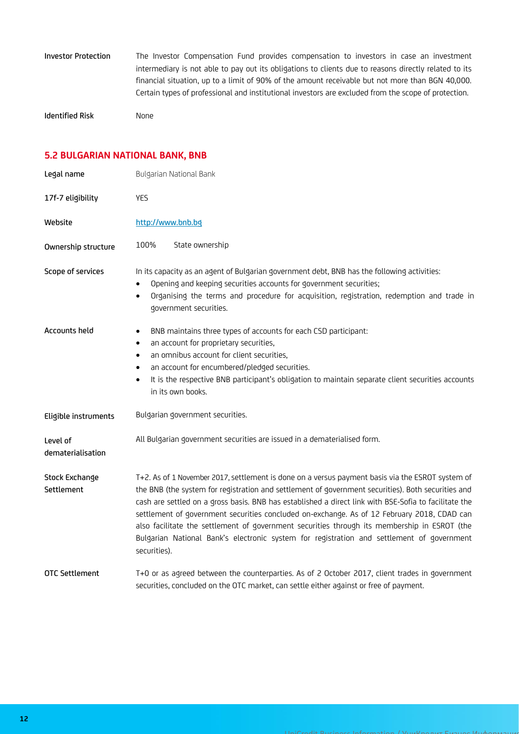**Investor Protection** The Investor Compensation Fund provides compensation to investors in case an investment intermediary is not able to pay out its obligations to clients due to reasons directly related to its financial situation, up to a limit of 90% of the amount receivable but not more than BGN 40,000. Certain types of professional and institutional investors are excluded from the scope of protection.

**Identified Risk** None

## 5.2 BULGARIAN NATIONAL BANK, BNB

**Legal name** Bulgarian National Bank

**17f-7 eligibility** YES

**Website** http://www.bnb.bg

**Ownership structure** 100% State ownership

**Scope of services** In its capacity as an agent of Bulgarian government debt, BNB has the following activities:

- Opening and keeping securities accounts for government securities;
- Organising the terms and procedure for acquisition, registration, redemption and trade in government securities.

**Accounts held**

- BNB maintains three types of accounts for each CSD participant:
- an account for proprietary securities,
- an omnibus account for client securities,
- an account for encumbered/pledged securities.
- It is the respective BNB participant's obligation to maintain separate client securities accounts in its own books.

**Eligible instruments** Bulgarian government securities.

**Level of dematerialisation** All Bulgarian government securities are issued in a dematerialised form.

**Stock Exchange Settlement** T+2. As of 1 November 2017, settlement is done on a versus payment basis via the ESROT system of the BNB (the system for registration and settlement of government securities). Both securities and cash are settled on a gross basis. BNB has established a direct link with BSE-Sofia to facilitate the settlement of government securities concluded on-exchange. As of 12 February 2018, CDAD can also facilitate the settlement of government securities through its membership in ESROT (the Bulgarian National Bank's electronic system for registration and settlement of government securities).

**OTC Settlement** T+0 or as agreed between the counterparties. As of 2 October 2017, client trades in government securities, concluded on the OTC market, can settle either against or free of payment.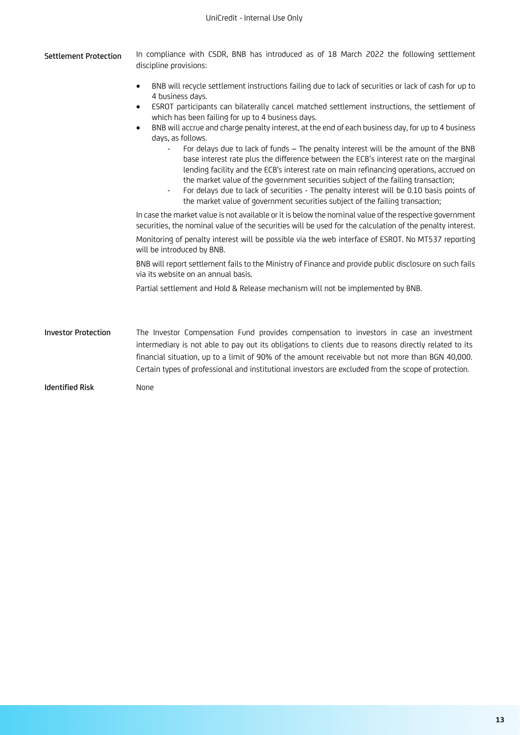**Settlement Protection**

In compliance with CSDR, BNB has introduced as of 18 March 2022 the following settlement discipline provisions:

- BNB will recycle settlement instructions failing due to lack of securities or lack of cash for up to 4 business days.
- ESROT participants can bilaterally cancel matched settlement instructions, the settlement of which has been failing for up to 4 business days.
- BNB will accrue and charge penalty interest, at the end of each business day, for up to 4 business days, as follows.
  - For delays due to lack of funds – The penalty interest will be the amount of the BNB base interest rate plus the difference between the ECB's interest rate on the marginal lending facility and the ECB's interest rate on main refinancing operations, accrued on the market value of the government securities subject of the failing transaction;
  - For delays due to lack of securities - The penalty interest will be 0.10 basis points of the market value of government securities subject of the failing transaction;

In case the market value is not available or it is below the nominal value of the respective government securities, the nominal value of the securities will be used for the calculation of the penalty interest.

Monitoring of penalty interest will be possible via the web interface of ESROT. No MT537 reporting will be introduced by BNB.

BNB will report settlement fails to the Ministry of Finance and provide public disclosure on such fails via its website on an annual basis.

Partial settlement and Hold & Release mechanism will not be implemented by BNB.

**Investor Protection**

The Investor Compensation Fund provides compensation to investors in case an investment intermediary is not able to pay out its obligations to clients due to reasons directly related to its financial situation, up to a limit of 90% of the amount receivable but not more than BGN 40,000. Certain types of professional and institutional investors are excluded from the scope of protection.

**Identified Risk**

None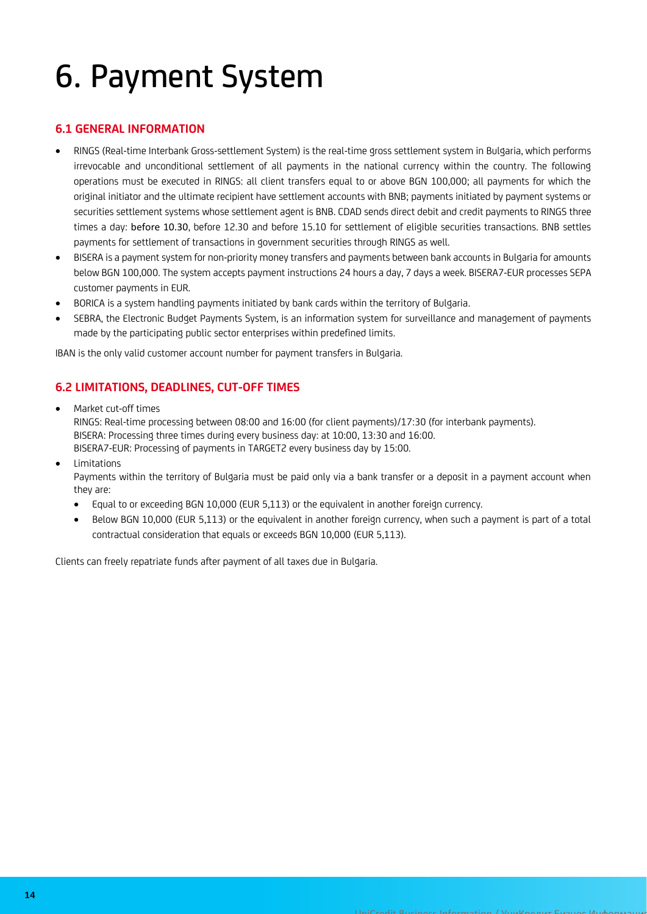# 6. Payment System

### 6.1 GENERAL INFORMATION

- RINGS (Real-time Interbank Gross-settlement System) is the real-time gross settlement system in Bulgaria, which performs irrevocable and unconditional settlement of all payments in the national currency within the country. The following operations must be executed in RINGS: all client transfers equal to or above BGN 100,000; all payments for which the original initiator and the ultimate recipient have settlement accounts with BNB; payments initiated by payment systems or securities settlement systems whose settlement agent is BNB. CDAD sends direct debit and credit payments to RINGS three times a day: before 10.30, before 12.30 and before 15.10 for settlement of eligible securities transactions. BNB settles payments for settlement of transactions in government securities through RINGS as well.
- BISERA is a payment system for non-priority money transfers and payments between bank accounts in Bulgaria for amounts below BGN 100,000. The system accepts payment instructions 24 hours a day, 7 days a week. BISERA7-EUR processes SEPA customer payments in EUR.
- BORICA is a system handling payments initiated by bank cards within the territory of Bulgaria.
- SEBRA, the Electronic Budget Payments System, is an information system for surveillance and management of payments made by the participating public sector enterprises within predefined limits.

IBAN is the only valid customer account number for payment transfers in Bulgaria.

### 6.2 LIMITATIONS, DEADLINES, CUT-OFF TIMES

- Market cut-off times
  RINGS: Real-time processing between 08:00 and 16:00 (for client payments)/17:30 (for interbank payments).
  BISERA: Processing three times during every business day: at 10:00, 13:30 and 16:00.
  BISERA7-EUR: Processing of payments in TARGET2 every business day by 15:00.
- Limitations
  Payments within the territory of Bulgaria must be paid only via a bank transfer or a deposit in a payment account when they are:
  - Equal to or exceeding BGN 10,000 (EUR 5,113) or the equivalent in another foreign currency.
  - Below BGN 10,000 (EUR 5,113) or the equivalent in another foreign currency, when such a payment is part of a total contractual consideration that equals or exceeds BGN 10,000 (EUR 5,113).

Clients can freely repatriate funds after payment of all taxes due in Bulgaria.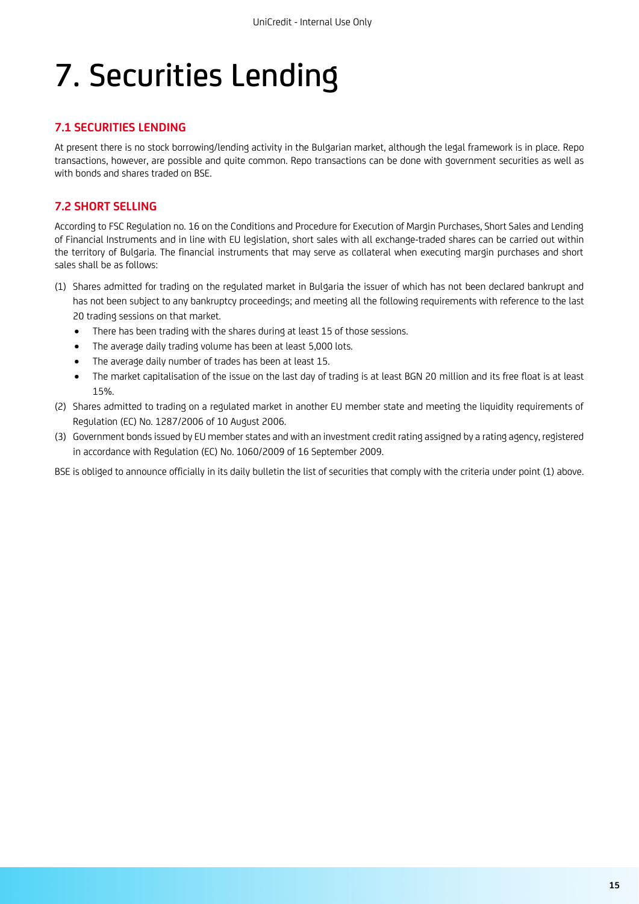# 7. Securities Lending

### 7.1 SECURITIES LENDING

At present there is no stock borrowing/lending activity in the Bulgarian market, although the legal framework is in place. Repo transactions, however, are possible and quite common. Repo transactions can be done with government securities as well as with bonds and shares traded on BSE.

### 7.2 SHORT SELLING

According to FSC Regulation no. 16 on the Conditions and Procedure for Execution of Margin Purchases, Short Sales and Lending of Financial Instruments and in line with EU legislation, short sales with all exchange-traded shares can be carried out within the territory of Bulgaria. The financial instruments that may serve as collateral when executing margin purchases and short sales shall be as follows:

(1) Shares admitted for trading on the regulated market in Bulgaria the issuer of which has not been declared bankrupt and has not been subject to any bankruptcy proceedings; and meeting all the following requirements with reference to the last 20 trading sessions on that market.
- There has been trading with the shares during at least 15 of those sessions.
- The average daily trading volume has been at least 5,000 lots.
- The average daily number of trades has been at least 15.
- The market capitalisation of the issue on the last day of trading is at least BGN 20 million and its free float is at least 15%.

(2) Shares admitted to trading on a regulated market in another EU member state and meeting the liquidity requirements of Regulation (EC) No. 1287/2006 of 10 August 2006.

(3) Government bonds issued by EU member states and with an investment credit rating assigned by a rating agency, registered in accordance with Regulation (EC) No. 1060/2009 of 16 September 2009.

BSE is obliged to announce officially in its daily bulletin the list of securities that comply with the criteria under point (1) above.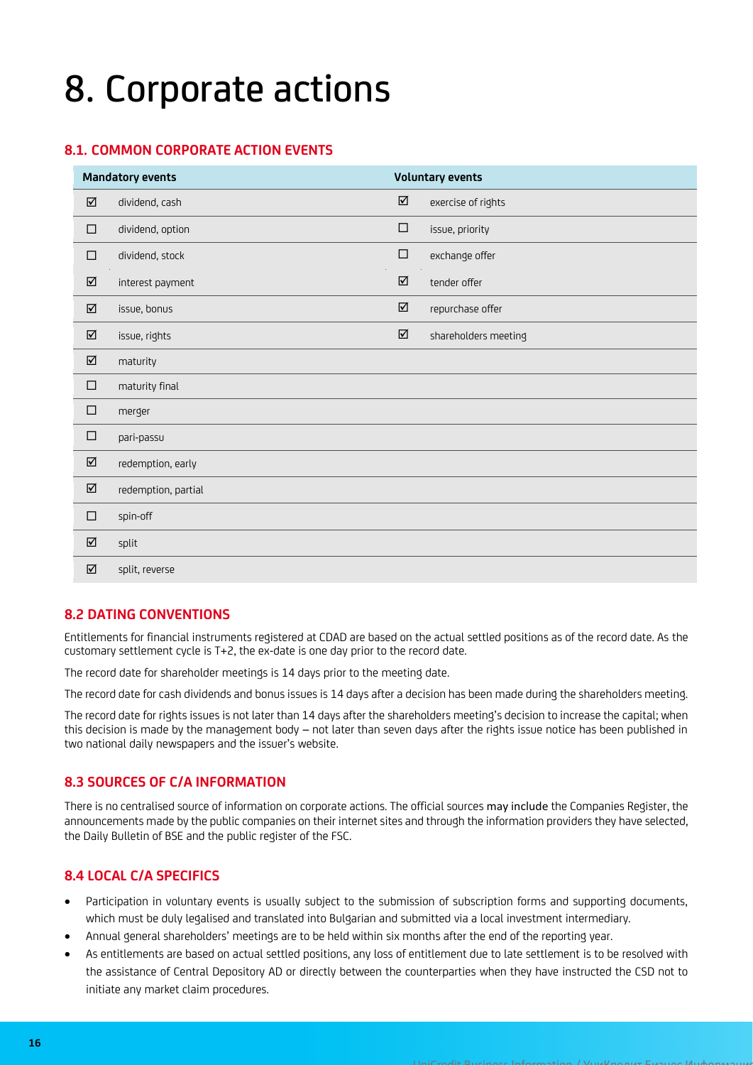# 8. Corporate actions

### 8.1. COMMON CORPORATE ACTION EVENTS

| Mandatory events | | Voluntary events | |
|---|---|---|---|
| ☑ | dividend, cash | ☑ | exercise of rights |
| ☐ | dividend, option | ☐ | issue, priority |
| ☐ | dividend, stock | ☐ | exchange offer |
| ☑ | interest payment | ☑ | tender offer |
| ☑ | issue, bonus | ☑ | repurchase offer |
| ☑ | issue, rights | ☑ | shareholders meeting |
| ☑ | maturity | | |
| ☐ | maturity final | | |
| ☐ | merger | | |
| ☐ | pari-passu | | |
| ☑ | redemption, early | | |
| ☑ | redemption, partial | | |
| ☐ | spin-off | | |
| ☑ | split | | |
| ☑ | split, reverse | | |

### 8.2 DATING CONVENTIONS

Entitlements for financial instruments registered at CDAD are based on the actual settled positions as of the record date. As the customary settlement cycle is T+2, the ex-date is one day prior to the record date.

The record date for shareholder meetings is 14 days prior to the meeting date.

The record date for cash dividends and bonus issues is 14 days after a decision has been made during the shareholders meeting.

The record date for rights issues is not later than 14 days after the shareholders meeting's decision to increase the capital; when this decision is made by the management body – not later than seven days after the rights issue notice has been published in two national daily newspapers and the issuer's website.

### 8.3 SOURCES OF C/A INFORMATION

There is no centralised source of information on corporate actions. The official sources may include the Companies Register, the announcements made by the public companies on their internet sites and through the information providers they have selected, the Daily Bulletin of BSE and the public register of the FSC.

### 8.4 LOCAL C/A SPECIFICS

- Participation in voluntary events is usually subject to the submission of subscription forms and supporting documents, which must be duly legalised and translated into Bulgarian and submitted via a local investment intermediary.
- Annual general shareholders' meetings are to be held within six months after the end of the reporting year.
- As entitlements are based on actual settled positions, any loss of entitlement due to late settlement is to be resolved with the assistance of Central Depository AD or directly between the counterparties when they have instructed the CSD not to initiate any market claim procedures.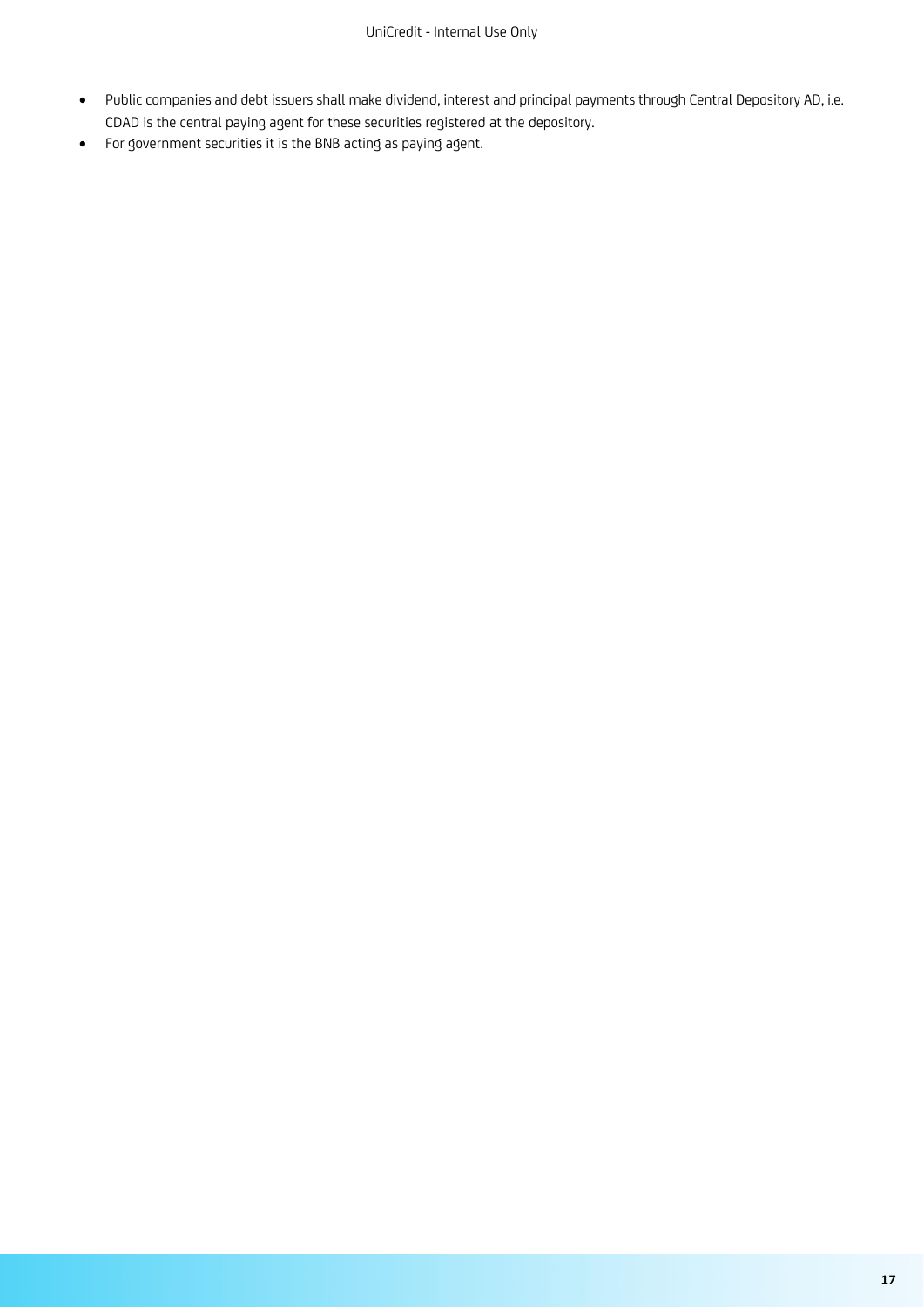- Public companies and debt issuers shall make dividend, interest and principal payments through Central Depository AD, i.e. CDAD is the central paying agent for these securities registered at the depository.
- For government securities it is the BNB acting as paying agent.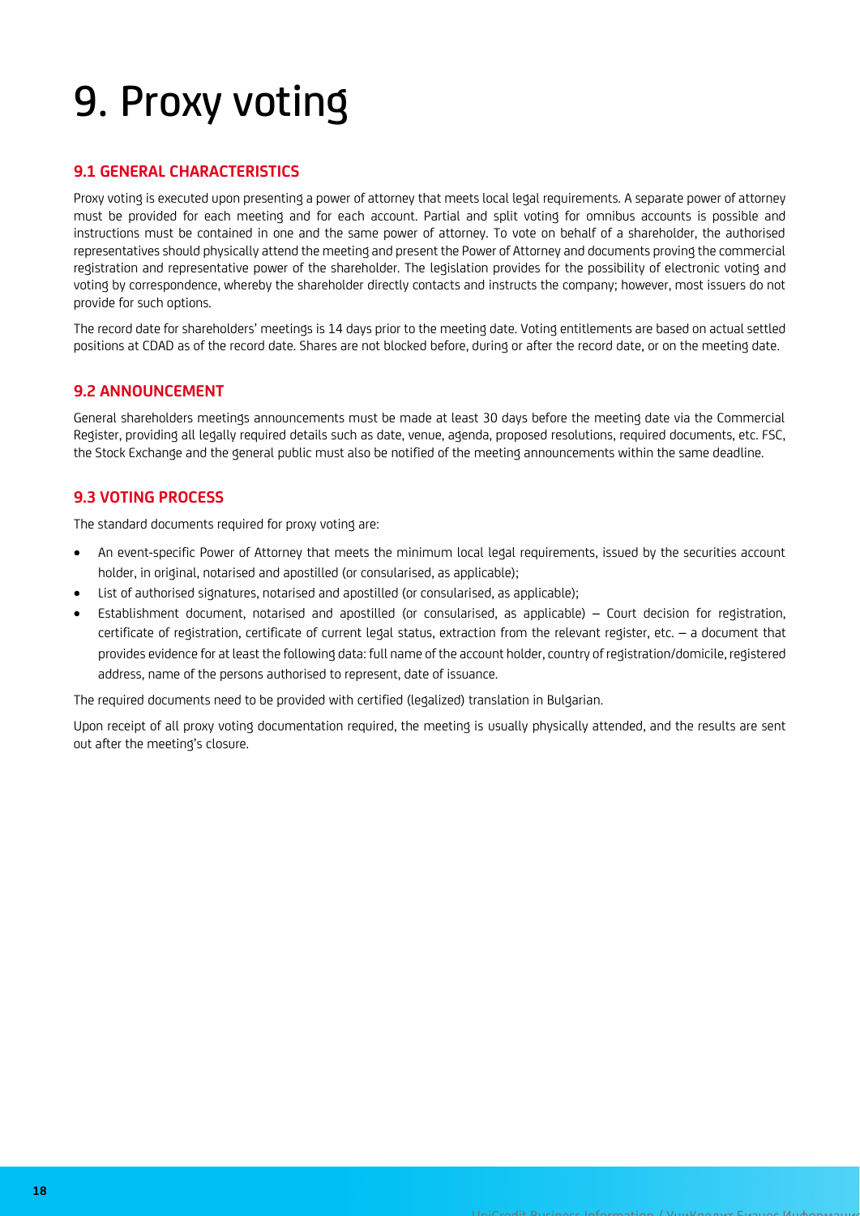# 9. Proxy voting

## 9.1 GENERAL CHARACTERISTICS

Proxy voting is executed upon presenting a power of attorney that meets local legal requirements. A separate power of attorney must be provided for each meeting and for each account. Partial and split voting for omnibus accounts is possible and instructions must be contained in one and the same power of attorney. To vote on behalf of a shareholder, the authorised representatives should physically attend the meeting and present the Power of Attorney and documents proving the commercial registration and representative power of the shareholder. The legislation provides for the possibility of electronic voting and voting by correspondence, whereby the shareholder directly contacts and instructs the company; however, most issuers do not provide for such options.

The record date for shareholders' meetings is 14 days prior to the meeting date. Voting entitlements are based on actual settled positions at CDAD as of the record date. Shares are not blocked before, during or after the record date, or on the meeting date.

## 9.2 ANNOUNCEMENT

General shareholders meetings announcements must be made at least 30 days before the meeting date via the Commercial Register, providing all legally required details such as date, venue, agenda, proposed resolutions, required documents, etc. FSC, the Stock Exchange and the general public must also be notified of the meeting announcements within the same deadline.

## 9.3 VOTING PROCESS

The standard documents required for proxy voting are:

- An event-specific Power of Attorney that meets the minimum local legal requirements, issued by the securities account holder, in original, notarised and apostilled (or consularised, as applicable);
- List of authorised signatures, notarised and apostilled (or consularised, as applicable);
- Establishment document, notarised and apostilled (or consularised, as applicable) – Court decision for registration, certificate of registration, certificate of current legal status, extraction from the relevant register, etc. – a document that provides evidence for at least the following data: full name of the account holder, country of registration/domicile, registered address, name of the persons authorised to represent, date of issuance.

The required documents need to be provided with certified (legalized) translation in Bulgarian.

Upon receipt of all proxy voting documentation required, the meeting is usually physically attended, and the results are sent out after the meeting's closure.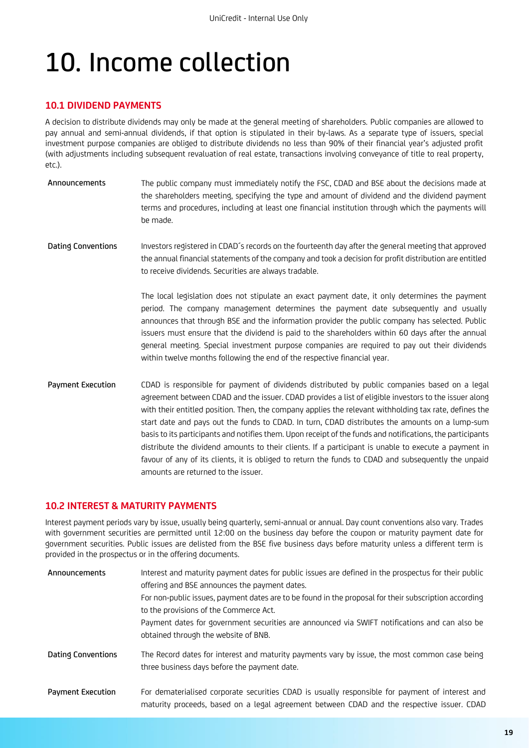# 10. Income collection

## 10.1 DIVIDEND PAYMENTS

A decision to distribute dividends may only be made at the general meeting of shareholders. Public companies are allowed to pay annual and semi-annual dividends, if that option is stipulated in their by-laws. As a separate type of issuers, special investment purpose companies are obliged to distribute dividends no less than 90% of their financial year's adjusted profit (with adjustments including subsequent revaluation of real estate, transactions involving conveyance of title to real property, etc.).

**Announcements**

The public company must immediately notify the FSC, CDAD and BSE about the decisions made at the shareholders meeting, specifying the type and amount of dividend and the dividend payment terms and procedures, including at least one financial institution through which the payments will be made.

**Dating Conventions**

Investors registered in CDAD´s records on the fourteenth day after the general meeting that approved the annual financial statements of the company and took a decision for profit distribution are entitled to receive dividends. Securities are always tradable.

The local legislation does not stipulate an exact payment date, it only determines the payment period. The company management determines the payment date subsequently and usually announces that through BSE and the information provider the public company has selected. Public issuers must ensure that the dividend is paid to the shareholders within 60 days after the annual general meeting. Special investment purpose companies are required to pay out their dividends within twelve months following the end of the respective financial year.

**Payment Execution**

CDAD is responsible for payment of dividends distributed by public companies based on a legal agreement between CDAD and the issuer. CDAD provides a list of eligible investors to the issuer along with their entitled position. Then, the company applies the relevant withholding tax rate, defines the start date and pays out the funds to CDAD. In turn, CDAD distributes the amounts on a lump-sum basis to its participants and notifies them. Upon receipt of the funds and notifications, the participants distribute the dividend amounts to their clients. If a participant is unable to execute a payment in favour of any of its clients, it is obliged to return the funds to CDAD and subsequently the unpaid amounts are returned to the issuer.

## 10.2 INTEREST & MATURITY PAYMENTS

Interest payment periods vary by issue, usually being quarterly, semi-annual or annual. Day count conventions also vary. Trades with government securities are permitted until 12:00 on the business day before the coupon or maturity payment date for government securities. Public issues are delisted from the BSE five business days before maturity unless a different term is provided in the prospectus or in the offering documents.

**Announcements**

Interest and maturity payment dates for public issues are defined in the prospectus for their public offering and BSE announces the payment dates.

For non-public issues, payment dates are to be found in the proposal for their subscription according to the provisions of the Commerce Act.

Payment dates for government securities are announced via SWIFT notifications and can also be obtained through the website of BNB.

**Dating Conventions**

The Record dates for interest and maturity payments vary by issue, the most common case being three business days before the payment date.

**Payment Execution**

For dematerialised corporate securities CDAD is usually responsible for payment of interest and maturity proceeds, based on a legal agreement between CDAD and the respective issuer. CDAD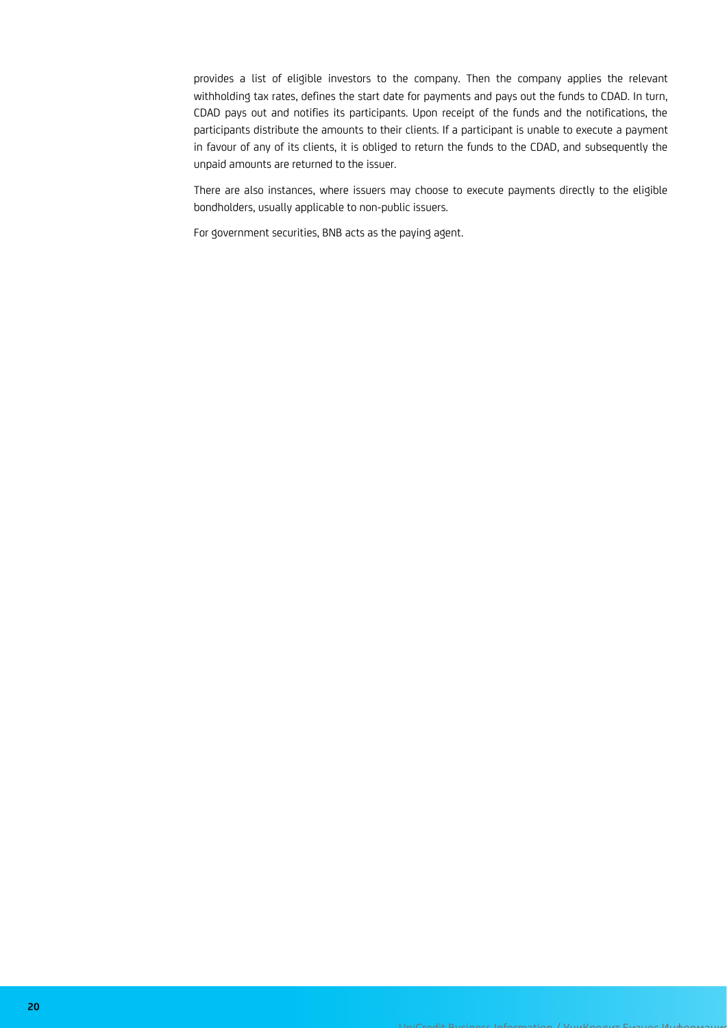provides a list of eligible investors to the company. Then the company applies the relevant withholding tax rates, defines the start date for payments and pays out the funds to CDAD. In turn, CDAD pays out and notifies its participants. Upon receipt of the funds and the notifications, the participants distribute the amounts to their clients. If a participant is unable to execute a payment in favour of any of its clients, it is obliged to return the funds to the CDAD, and subsequently the unpaid amounts are returned to the issuer.

There are also instances, where issuers may choose to execute payments directly to the eligible bondholders, usually applicable to non-public issuers.

For government securities, BNB acts as the paying agent.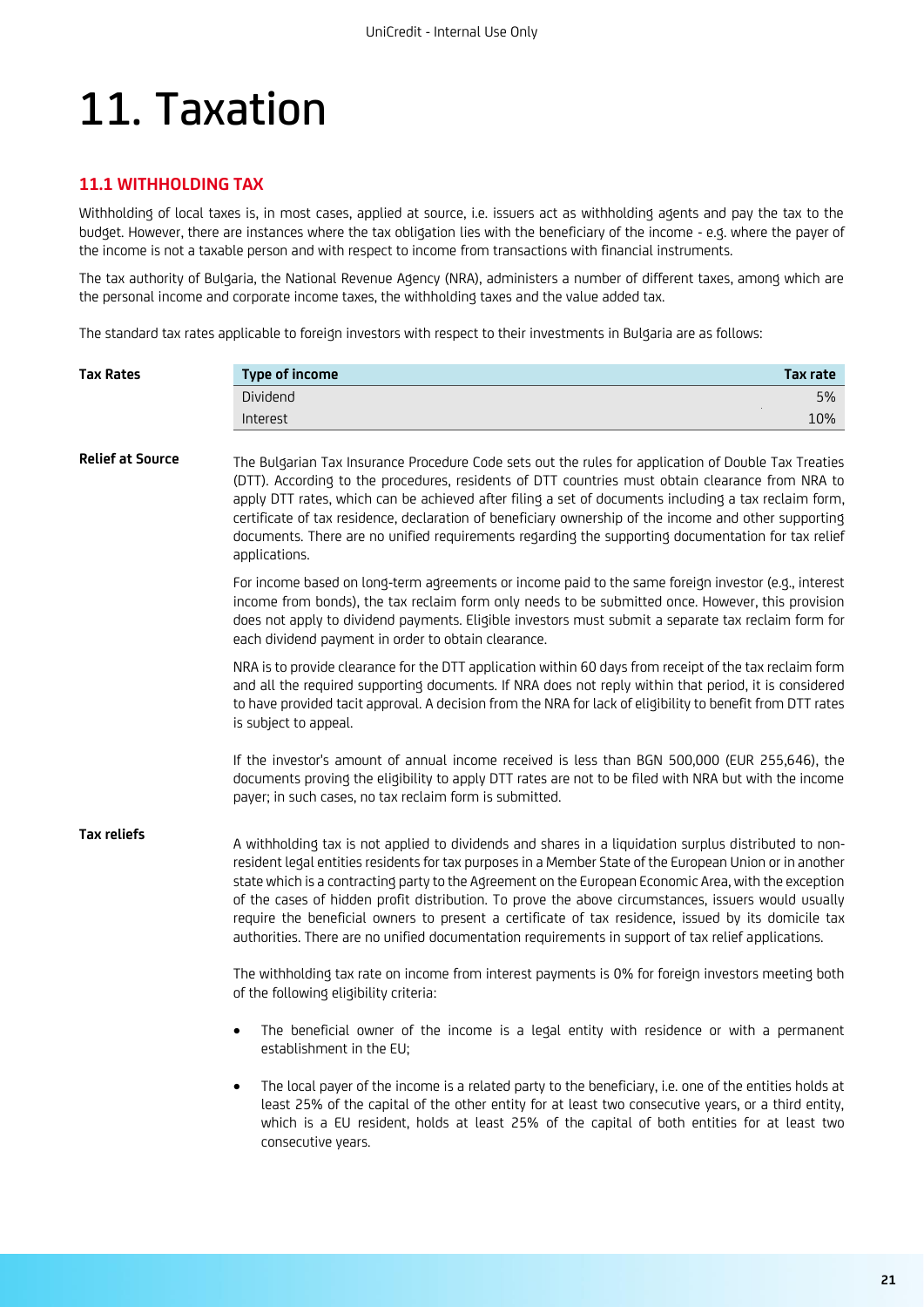# 11. Taxation

### 11.1 WITHHOLDING TAX

Withholding of local taxes is, in most cases, applied at source, i.e. issuers act as withholding agents and pay the tax to the budget. However, there are instances where the tax obligation lies with the beneficiary of the income - e.g. where the payer of the income is not a taxable person and with respect to income from transactions with financial instruments.

The tax authority of Bulgaria, the National Revenue Agency (NRA), administers a number of different taxes, among which are the personal income and corporate income taxes, the withholding taxes and the value added tax.

The standard tax rates applicable to foreign investors with respect to their investments in Bulgaria are as follows:

**Tax Rates**

| Type of income | Tax rate |
| --- | --- |
| Dividend | 5% |
| Interest | 10% |

**Relief at Source**

The Bulgarian Tax Insurance Procedure Code sets out the rules for application of Double Tax Treaties (DTT). According to the procedures, residents of DTT countries must obtain clearance from NRA to apply DTT rates, which can be achieved after filing a set of documents including a tax reclaim form, certificate of tax residence, declaration of beneficiary ownership of the income and other supporting documents. There are no unified requirements regarding the supporting documentation for tax relief applications.

For income based on long-term agreements or income paid to the same foreign investor (e.g., interest income from bonds), the tax reclaim form only needs to be submitted once. However, this provision does not apply to dividend payments. Eligible investors must submit a separate tax reclaim form for each dividend payment in order to obtain clearance.

NRA is to provide clearance for the DTT application within 60 days from receipt of the tax reclaim form and all the required supporting documents. If NRA does not reply within that period, it is considered to have provided tacit approval. A decision from the NRA for lack of eligibility to benefit from DTT rates is subject to appeal.

If the investor's amount of annual income received is less than BGN 500,000 (EUR 255,646), the documents proving the eligibility to apply DTT rates are not to be filed with NRA but with the income payer; in such cases, no tax reclaim form is submitted.

**Tax reliefs**

A withholding tax is not applied to dividends and shares in a liquidation surplus distributed to non-resident legal entities residents for tax purposes in a Member State of the European Union or in another state which is a contracting party to the Agreement on the European Economic Area, with the exception of the cases of hidden profit distribution. To prove the above circumstances, issuers would usually require the beneficial owners to present a certificate of tax residence, issued by its domicile tax authorities. There are no unified documentation requirements in support of tax relief applications.

The withholding tax rate on income from interest payments is 0% for foreign investors meeting both of the following eligibility criteria:

- The beneficial owner of the income is a legal entity with residence or with a permanent establishment in the EU;
- The local payer of the income is a related party to the beneficiary, i.e. one of the entities holds at least 25% of the capital of the other entity for at least two consecutive years, or a third entity, which is a EU resident, holds at least 25% of the capital of both entities for at least two consecutive years.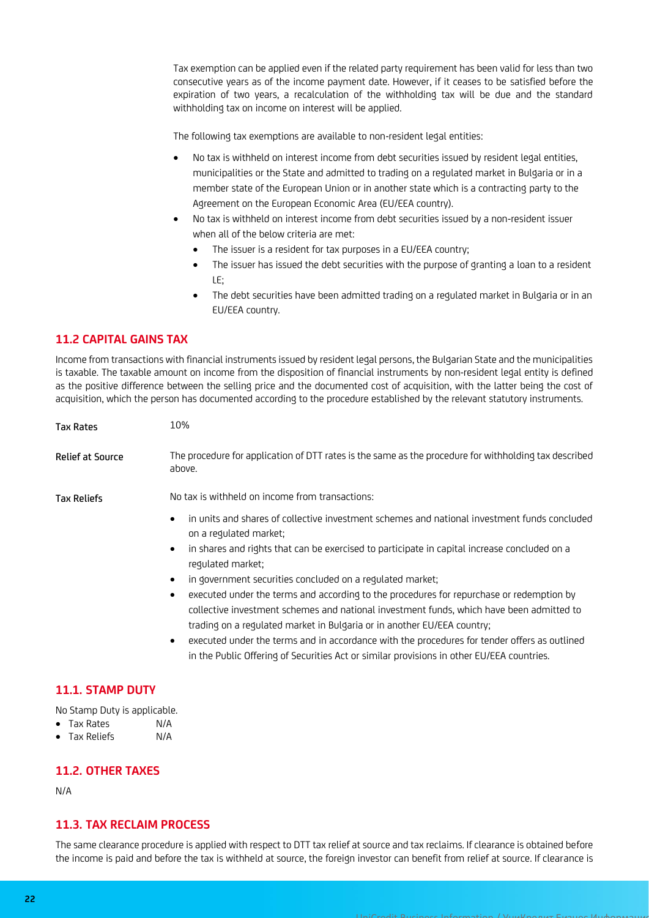Tax exemption can be applied even if the related party requirement has been valid for less than two consecutive years as of the income payment date. However, if it ceases to be satisfied before the expiration of two years, a recalculation of the withholding tax will be due and the standard withholding tax on income on interest will be applied.

The following tax exemptions are available to non-resident legal entities:

- No tax is withheld on interest income from debt securities issued by resident legal entities, municipalities or the State and admitted to trading on a regulated market in Bulgaria or in a member state of the European Union or in another state which is a contracting party to the Agreement on the European Economic Area (EU/EEA country).
- No tax is withheld on interest income from debt securities issued by a non-resident issuer when all of the below criteria are met:
  - The issuer is a resident for tax purposes in a EU/EEA country;
  - The issuer has issued the debt securities with the purpose of granting a loan to a resident LE;
  - The debt securities have been admitted trading on a regulated market in Bulgaria or in an EU/EEA country.

## 11.2 CAPITAL GAINS TAX

Income from transactions with financial instruments issued by resident legal persons, the Bulgarian State and the municipalities is taxable. The taxable amount on income from the disposition of financial instruments by non-resident legal entity is defined as the positive difference between the selling price and the documented cost of acquisition, with the latter being the cost of acquisition, which the person has documented according to the procedure established by the relevant statutory instruments.

**Tax Rates**

10%

**Relief at Source**

The procedure for application of DTT rates is the same as the procedure for withholding tax described above.

**Tax Reliefs**

No tax is withheld on income from transactions:

- in units and shares of collective investment schemes and national investment funds concluded on a regulated market;
- in shares and rights that can be exercised to participate in capital increase concluded on a regulated market;
- in government securities concluded on a regulated market;
- executed under the terms and according to the procedures for repurchase or redemption by collective investment schemes and national investment funds, which have been admitted to trading on a regulated market in Bulgaria or in another EU/EEA country;
- executed under the terms and in accordance with the procedures for tender offers as outlined in the Public Offering of Securities Act or similar provisions in other EU/EEA countries.

## 11.1. STAMP DUTY

No Stamp Duty is applicable.

- Tax Rates N/A
- Tax Reliefs N/A

## 11.2. OTHER TAXES

N/A

## 11.3. TAX RECLAIM PROCESS

The same clearance procedure is applied with respect to DTT tax relief at source and tax reclaims. If clearance is obtained before the income is paid and before the tax is withheld at source, the foreign investor can benefit from relief at source. If clearance is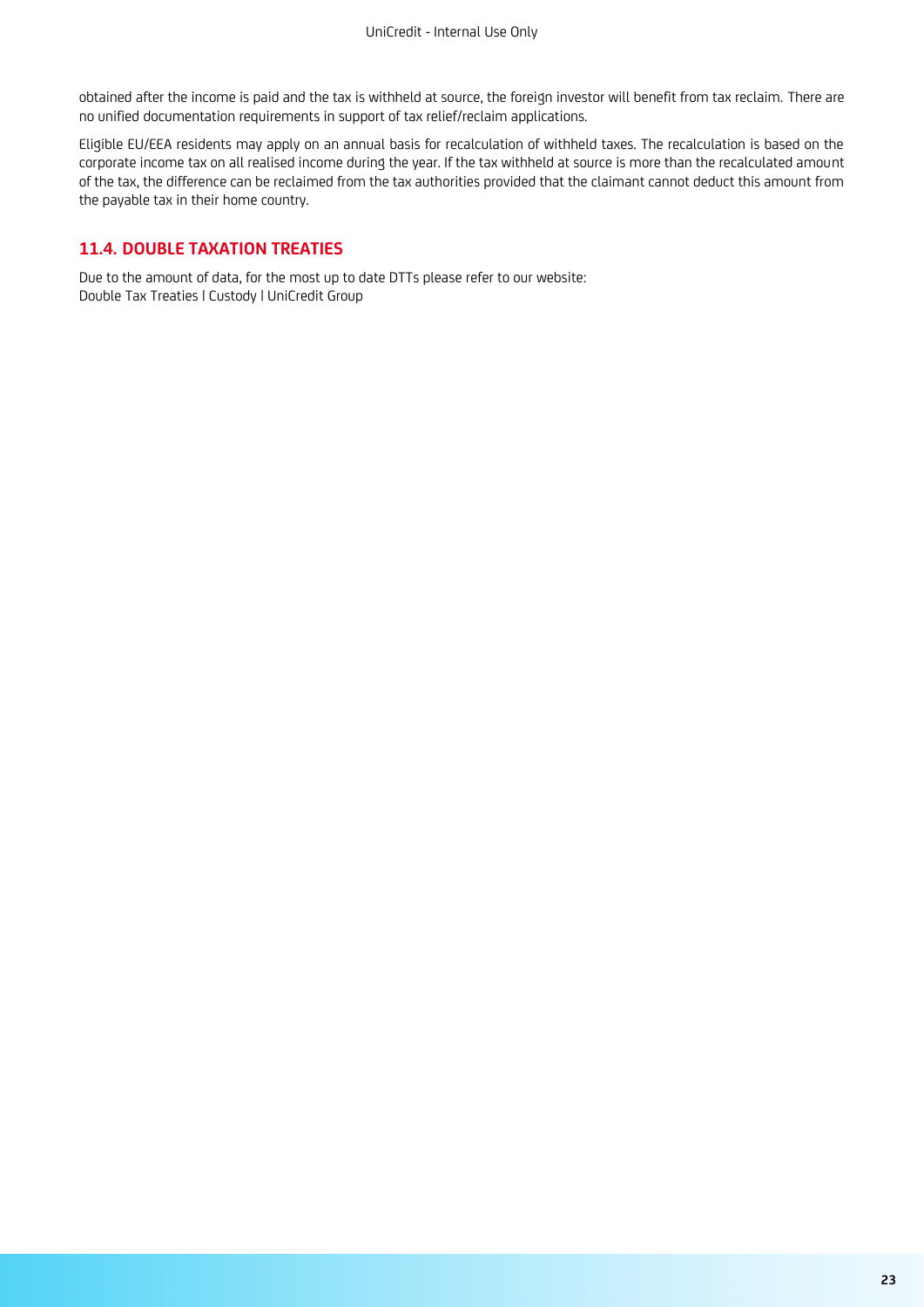obtained after the income is paid and the tax is withheld at source, the foreign investor will benefit from tax reclaim. There are no unified documentation requirements in support of tax relief/reclaim applications.

Eligible EU/EEA residents may apply on an annual basis for recalculation of withheld taxes. The recalculation is based on the corporate income tax on all realised income during the year. If the tax withheld at source is more than the recalculated amount of the tax, the difference can be reclaimed from the tax authorities provided that the claimant cannot deduct this amount from the payable tax in their home country.

## 11.4. DOUBLE TAXATION TREATIES

Due to the amount of data, for the most up to date DTTs please refer to our website:
Double Tax Treaties | Custody | UniCredit Group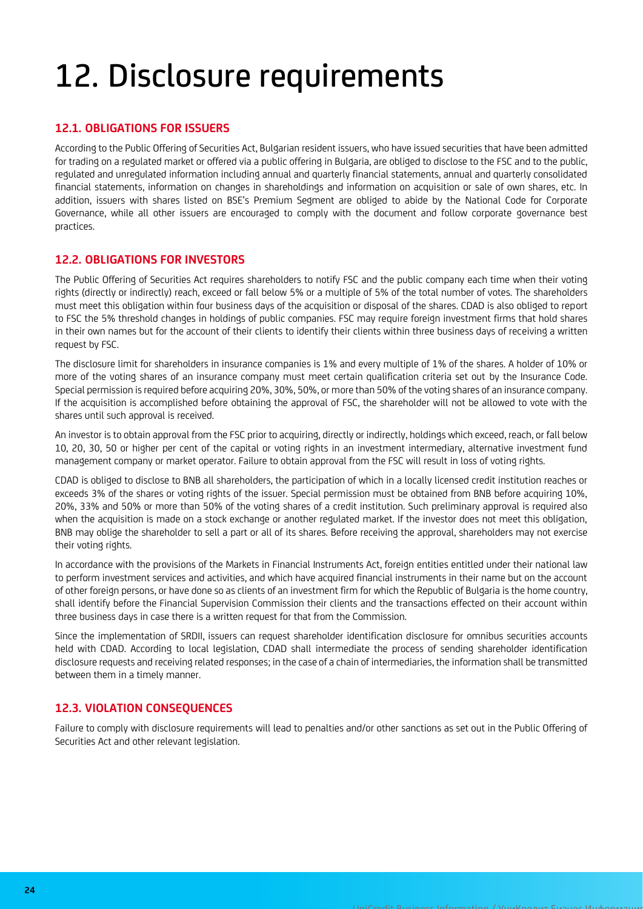# 12. Disclosure requirements

## 12.1. OBLIGATIONS FOR ISSUERS

According to the Public Offering of Securities Act, Bulgarian resident issuers, who have issued securities that have been admitted for trading on a regulated market or offered via a public offering in Bulgaria, are obliged to disclose to the FSC and to the public, regulated and unregulated information including annual and quarterly financial statements, annual and quarterly consolidated financial statements, information on changes in shareholdings and information on acquisition or sale of own shares, etc. In addition, issuers with shares listed on BSE's Premium Segment are obliged to abide by the National Code for Corporate Governance, while all other issuers are encouraged to comply with the document and follow corporate governance best practices.

## 12.2. OBLIGATIONS FOR INVESTORS

The Public Offering of Securities Act requires shareholders to notify FSC and the public company each time when their voting rights (directly or indirectly) reach, exceed or fall below 5% or a multiple of 5% of the total number of votes. The shareholders must meet this obligation within four business days of the acquisition or disposal of the shares. CDAD is also obliged to report to FSC the 5% threshold changes in holdings of public companies. FSC may require foreign investment firms that hold shares in their own names but for the account of their clients to identify their clients within three business days of receiving a written request by FSC.

The disclosure limit for shareholders in insurance companies is 1% and every multiple of 1% of the shares. A holder of 10% or more of the voting shares of an insurance company must meet certain qualification criteria set out by the Insurance Code. Special permission is required before acquiring 20%, 30%, 50%, or more than 50% of the voting shares of an insurance company. If the acquisition is accomplished before obtaining the approval of FSC, the shareholder will not be allowed to vote with the shares until such approval is received.

An investor is to obtain approval from the FSC prior to acquiring, directly or indirectly, holdings which exceed, reach, or fall below 10, 20, 30, 50 or higher per cent of the capital or voting rights in an investment intermediary, alternative investment fund management company or market operator. Failure to obtain approval from the FSC will result in loss of voting rights.

CDAD is obliged to disclose to BNB all shareholders, the participation of which in a locally licensed credit institution reaches or exceeds 3% of the shares or voting rights of the issuer. Special permission must be obtained from BNB before acquiring 10%, 20%, 33% and 50% or more than 50% of the voting shares of a credit institution. Such preliminary approval is required also when the acquisition is made on a stock exchange or another regulated market. If the investor does not meet this obligation, BNB may oblige the shareholder to sell a part or all of its shares. Before receiving the approval, shareholders may not exercise their voting rights.

In accordance with the provisions of the Markets in Financial Instruments Act, foreign entities entitled under their national law to perform investment services and activities, and which have acquired financial instruments in their name but on the account of other foreign persons, or have done so as clients of an investment firm for which the Republic of Bulgaria is the home country, shall identify before the Financial Supervision Commission their clients and the transactions effected on their account within three business days in case there is a written request for that from the Commission.

Since the implementation of SRDII, issuers can request shareholder identification disclosure for omnibus securities accounts held with CDAD. According to local legislation, CDAD shall intermediate the process of sending shareholder identification disclosure requests and receiving related responses; in the case of a chain of intermediaries, the information shall be transmitted between them in a timely manner.

## 12.3. VIOLATION CONSEQUENCES

Failure to comply with disclosure requirements will lead to penalties and/or other sanctions as set out in the Public Offering of Securities Act and other relevant legislation.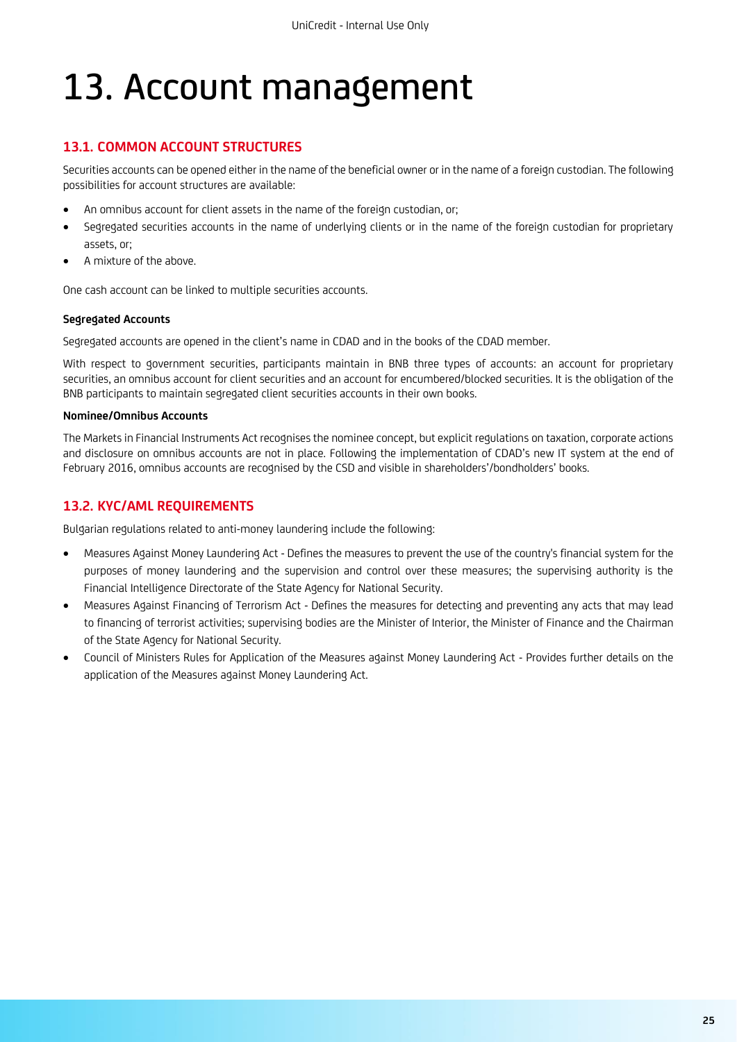# 13. Account management

## 13.1. COMMON ACCOUNT STRUCTURES

Securities accounts can be opened either in the name of the beneficial owner or in the name of a foreign custodian. The following possibilities for account structures are available:

- An omnibus account for client assets in the name of the foreign custodian, or;
- Segregated securities accounts in the name of underlying clients or in the name of the foreign custodian for proprietary assets, or;
- A mixture of the above.

One cash account can be linked to multiple securities accounts.

**Segregated Accounts**

Segregated accounts are opened in the client's name in CDAD and in the books of the CDAD member.

With respect to government securities, participants maintain in BNB three types of accounts: an account for proprietary securities, an omnibus account for client securities and an account for encumbered/blocked securities. It is the obligation of the BNB participants to maintain segregated client securities accounts in their own books.

**Nominee/Omnibus Accounts**

The Markets in Financial Instruments Act recognises the nominee concept, but explicit regulations on taxation, corporate actions and disclosure on omnibus accounts are not in place. Following the implementation of CDAD's new IT system at the end of February 2016, omnibus accounts are recognised by the CSD and visible in shareholders'/bondholders' books.

## 13.2. KYC/AML REQUIREMENTS

Bulgarian regulations related to anti-money laundering include the following:

- Measures Against Money Laundering Act - Defines the measures to prevent the use of the country's financial system for the purposes of money laundering and the supervision and control over these measures; the supervising authority is the Financial Intelligence Directorate of the State Agency for National Security.
- Measures Against Financing of Terrorism Act - Defines the measures for detecting and preventing any acts that may lead to financing of terrorist activities; supervising bodies are the Minister of Interior, the Minister of Finance and the Chairman of the State Agency for National Security.
- Council of Ministers Rules for Application of the Measures against Money Laundering Act - Provides further details on the application of the Measures against Money Laundering Act.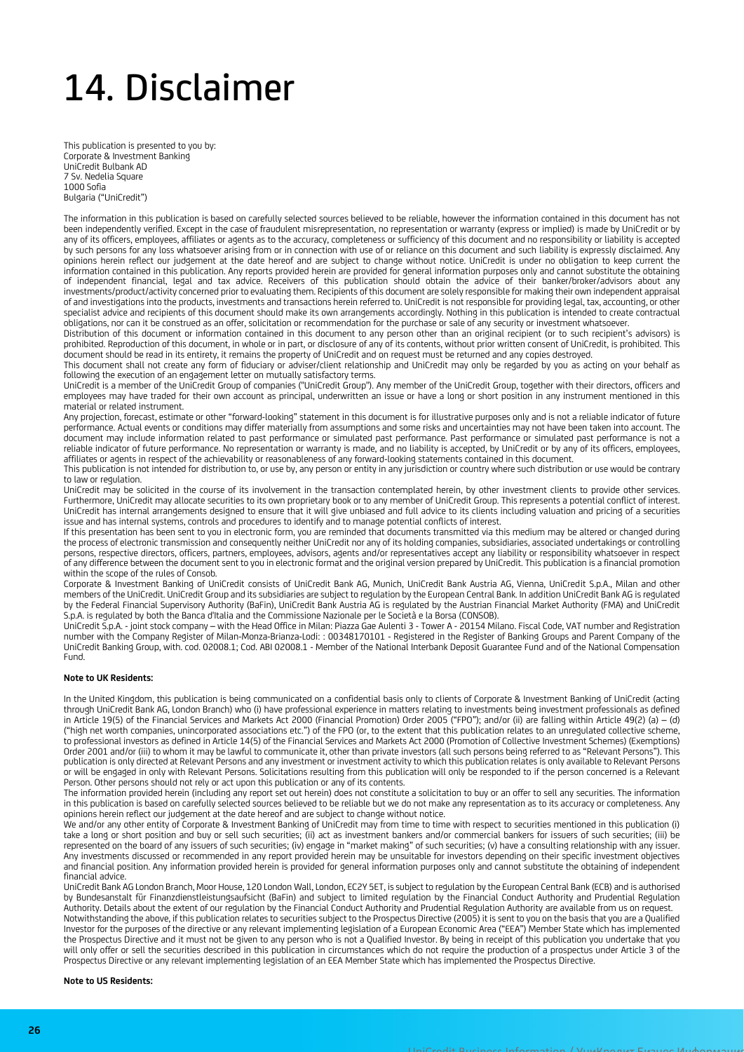# 14. Disclaimer

This publication is presented to you by:
Corporate & Investment Banking
UniCredit Bulbank AD
7 Sv. Nedelia Square
1000 Sofia
Bulgaria ("UniCredit")

The information in this publication is based on carefully selected sources believed to be reliable, however the information contained in this document has not been independently verified. Except in the case of fraudulent misrepresentation, no representation or warranty (express or implied) is made by UniCredit or by any of its officers, employees, affiliates or agents as to the accuracy, completeness or sufficiency of this document and no responsibility or liability is accepted by such persons for any loss whatsoever arising from or in connection with use of or reliance on this document and such liability is expressly disclaimed. Any opinions herein reflect our judgement at the date hereof and are subject to change without notice. UniCredit is under no obligation to keep current the information contained in this publication. Any reports provided herein are provided for general information purposes only and cannot substitute the obtaining of independent financial, legal and tax advice. Receivers of this publication should obtain the advice of their banker/broker/advisors about any investments/product/activity concerned prior to evaluating them. Recipients of this document are solely responsible for making their own independent appraisal of and investigations into the products, investments and transactions herein referred to. UniCredit is not responsible for providing legal, tax, accounting, or other specialist advice and recipients of this document should make its own arrangements accordingly. Nothing in this publication is intended to create contractual obligations, nor can it be construed as an offer, solicitation or recommendation for the purchase or sale of any security or investment whatsoever.
Distribution of this document or information contained in this document to any person other than an original recipient (or to such recipient's advisors) is prohibited. Reproduction of this document, in whole or in part, or disclosure of any of its contents, without prior written consent of UniCredit, is prohibited. This document should be read in its entirety, it remains the property of UniCredit and on request must be returned and any copies destroyed.
This document shall not create any form of fiduciary or adviser/client relationship and UniCredit may only be regarded by you as acting on your behalf as following the execution of an engagement letter on mutually satisfactory terms.
UniCredit is a member of the UniCredit Group of companies ("UniCredit Group"). Any member of the UniCredit Group, together with their directors, officers and employees may have traded for their own account as principal, underwritten an issue or have a long or short position in any instrument mentioned in this material or related instrument.
Any projection, forecast, estimate or other "forward-looking" statement in this document is for illustrative purposes only and is not a reliable indicator of future performance. Actual events or conditions may differ materially from assumptions and some risks and uncertainties may not have been taken into account. The document may include information related to past performance or simulated past performance. Past performance or simulated past performance is not a reliable indicator of future performance. No representation or warranty is made, and no liability is accepted, by UniCredit or by any of its officers, employees, affiliates or agents in respect of the achievability or reasonableness of any forward-looking statements contained in this document.
This publication is not intended for distribution to, or use by, any person or entity in any jurisdiction or country where such distribution or use would be contrary to law or regulation.
UniCredit may be solicited in the course of its involvement in the transaction contemplated herein, by other investment clients to provide other services. Furthermore, UniCredit may allocate securities to its own proprietary book or to any member of UniCredit Group. This represents a potential conflict of interest. UniCredit has internal arrangements designed to ensure that it will give unbiased and full advice to its clients including valuation and pricing of a securities issue and has internal systems, controls and procedures to identify and to manage potential conflicts of interest.
If this presentation has been sent to you in electronic form, you are reminded that documents transmitted via this medium may be altered or changed during the process of electronic transmission and consequently neither UniCredit nor any of its holding companies, subsidiaries, associated undertakings or controlling persons, respective directors, officers, partners, employees, advisors, agents and/or representatives accept any liability or responsibility whatsoever in respect of any difference between the document sent to you in electronic format and the original version prepared by UniCredit. This publication is a financial promotion within the scope of the rules of Consob.
Corporate & Investment Banking of UniCredit consists of UniCredit Bank AG, Munich, UniCredit Bank Austria AG, Vienna, UniCredit S.p.A., Milan and other members of the UniCredit. UniCredit Group and its subsidiaries are subject to regulation by the European Central Bank. In addition UniCredit Bank AG is regulated by the Federal Financial Supervisory Authority (BaFin), UniCredit Bank Austria AG is regulated by the Austrian Financial Market Authority (FMA) and UniCredit S.p.A. is regulated by both the Banca d'Italia and the Commissione Nazionale per le Società e la Borsa (CONSOB).
UniCredit S.p.A. - joint stock company – with the Head Office in Milan: Piazza Gae Aulenti 3 - Tower A - 20154 Milano. Fiscal Code, VAT number and Registration number with the Company Register of Milan-Monza-Brianza-Lodi: : 00348170101 - Registered in the Register of Banking Groups and Parent Company of the UniCredit Banking Group, with. cod. 02008.1; Cod. ABI 02008.1 - Member of the National Interbank Deposit Guarantee Fund and of the National Compensation Fund.

**Note to UK Residents:**

In the United Kingdom, this publication is being communicated on a confidential basis only to clients of Corporate & Investment Banking of UniCredit (acting through UniCredit Bank AG, London Branch) who (i) have professional experience in matters relating to investments being investment professionals as defined in Article 19(5) of the Financial Services and Markets Act 2000 (Financial Promotion) Order 2005 ("FPO"); and/or (ii) are falling within Article 49(2) (a) – (d) ("high net worth companies, unincorporated associations etc.") of the FPO (or, to the extent that this publication relates to an unregulated collective scheme, to professional investors as defined in Article 14(5) of the Financial Services and Markets Act 2000 (Promotion of Collective Investment Schemes) (Exemptions) Order 2001 and/or (iii) to whom it may be lawful to communicate it, other than private investors (all such persons being referred to as "Relevant Persons"). This publication is only directed at Relevant Persons and any investment or investment activity to which this publication relates is only available to Relevant Persons or will be engaged in only with Relevant Persons. Solicitations resulting from this publication will only be responded to if the person concerned is a Relevant Person. Other persons should not rely or act upon this publication or any of its contents.
The information provided herein (including any report set out herein) does not constitute a solicitation to buy or an offer to sell any securities. The information in this publication is based on carefully selected sources believed to be reliable but we do not make any representation as to its accuracy or completeness. Any opinions herein reflect our judgement at the date hereof and are subject to change without notice.
We and/or any other entity of Corporate & Investment Banking of UniCredit may from time to time with respect to securities mentioned in this publication (i) take a long or short position and buy or sell such securities; (ii) act as investment bankers and/or commercial bankers for issuers of such securities; (iii) be represented on the board of any issuers of such securities; (iv) engage in "market making" of such securities; (v) have a consulting relationship with any issuer. Any investments discussed or recommended in any report provided herein may be unsuitable for investors depending on their specific investment objectives and financial position. Any information provided herein is provided for general information purposes only and cannot substitute the obtaining of independent financial advice.
UniCredit Bank AG London Branch, Moor House, 120 London Wall, London, EC2Y 5ET, is subject to regulation by the European Central Bank (ECB) and is authorised by Bundesanstalt für Finanzdienstleistungsaufsicht (BaFin) and subject to limited regulation by the Financial Conduct Authority and Prudential Regulation Authority. Details about the extent of our regulation by the Financial Conduct Authority and Prudential Regulation Authority are available from us on request.
Notwithstanding the above, if this publication relates to securities subject to the Prospectus Directive (2005) it is sent to you on the basis that you are a Qualified Investor for the purposes of the directive or any relevant implementing legislation of a European Economic Area ("EEA") Member State which has implemented the Prospectus Directive and it must not be given to any person who is not a Qualified Investor. By being in receipt of this publication you undertake that you will only offer or sell the securities described in this publication in circumstances which do not require the production of a prospectus under Article 3 of the Prospectus Directive or any relevant implementing legislation of an EEA Member State which has implemented the Prospectus Directive.

**Note to US Residents:**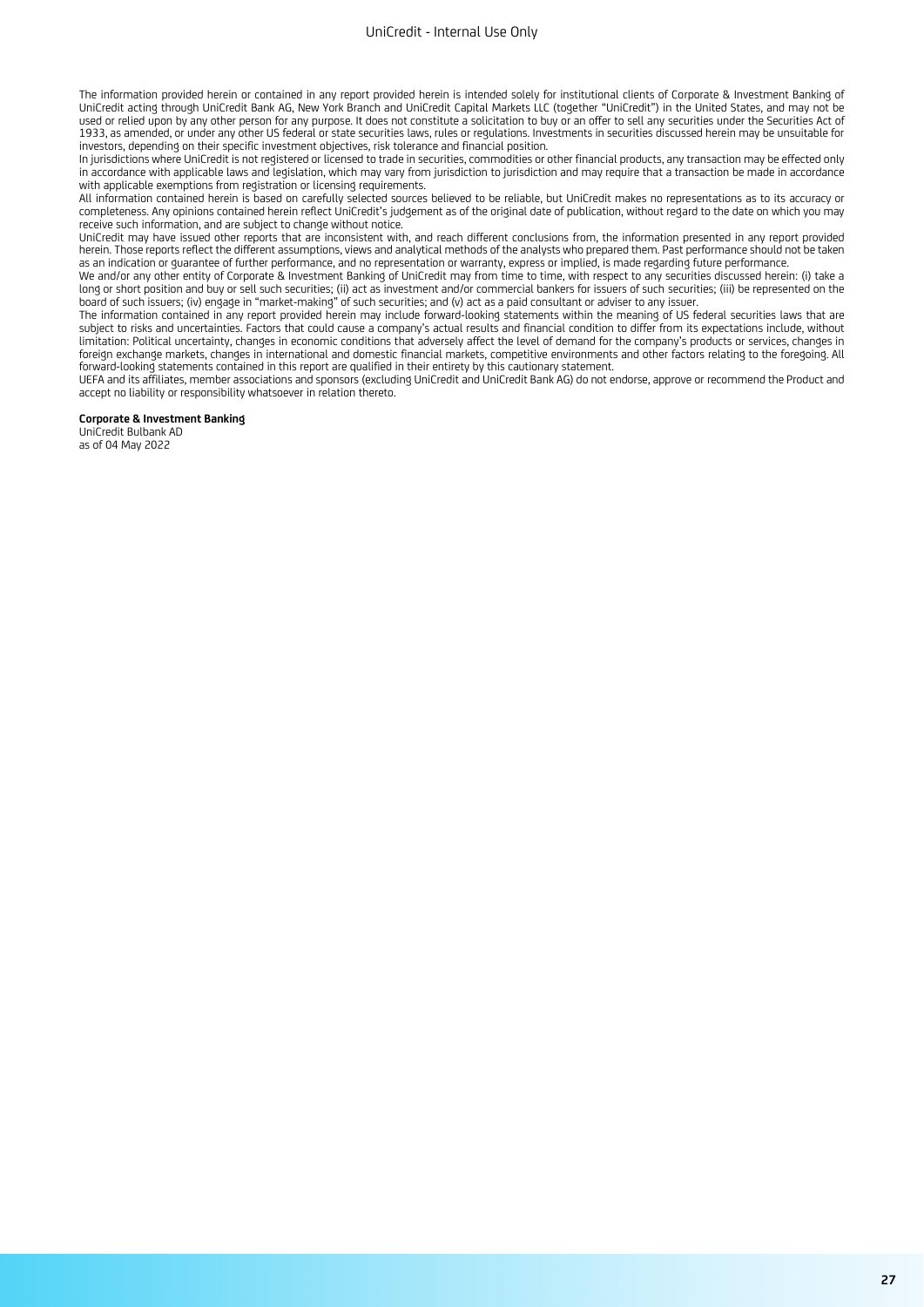The information provided herein or contained in any report provided herein is intended solely for institutional clients of Corporate & Investment Banking of UniCredit acting through UniCredit Bank AG, New York Branch and UniCredit Capital Markets LLC (together "UniCredit") in the United States, and may not be used or relied upon by any other person for any purpose. It does not constitute a solicitation to buy or an offer to sell any securities under the Securities Act of 1933, as amended, or under any other US federal or state securities laws, rules or regulations. Investments in securities discussed herein may be unsuitable for investors, depending on their specific investment objectives, risk tolerance and financial position.

In jurisdictions where UniCredit is not registered or licensed to trade in securities, commodities or other financial products, any transaction may be effected only in accordance with applicable laws and legislation, which may vary from jurisdiction to jurisdiction and may require that a transaction be made in accordance with applicable exemptions from registration or licensing requirements.

All information contained herein is based on carefully selected sources believed to be reliable, but UniCredit makes no representations as to its accuracy or completeness. Any opinions contained herein reflect UniCredit's judgement as of the original date of publication, without regard to the date on which you may receive such information, and are subject to change without notice.

UniCredit may have issued other reports that are inconsistent with, and reach different conclusions from, the information presented in any report provided herein. Those reports reflect the different assumptions, views and analytical methods of the analysts who prepared them. Past performance should not be taken as an indication or guarantee of further performance, and no representation or warranty, express or implied, is made regarding future performance.

We and/or any other entity of Corporate & Investment Banking of UniCredit may from time to time, with respect to any securities discussed herein: (i) take a long or short position and buy or sell such securities; (ii) act as investment and/or commercial bankers for issuers of such securities; (iii) be represented on the board of such issuers; (iv) engage in "market-making" of such securities; and (v) act as a paid consultant or adviser to any issuer.

The information contained in any report provided herein may include forward-looking statements within the meaning of US federal securities laws that are subject to risks and uncertainties. Factors that could cause a company's actual results and financial condition to differ from its expectations include, without limitation: Political uncertainty, changes in economic conditions that adversely affect the level of demand for the company's products or services, changes in foreign exchange markets, changes in international and domestic financial markets, competitive environments and other factors relating to the foregoing. All forward-looking statements contained in this report are qualified in their entirety by this cautionary statement.

UEFA and its affiliates, member associations and sponsors (excluding UniCredit and UniCredit Bank AG) do not endorse, approve or recommend the Product and accept no liability or responsibility whatsoever in relation thereto.

**Corporate & Investment Banking**
UniCredit Bulbank AD
as of 04 May 2022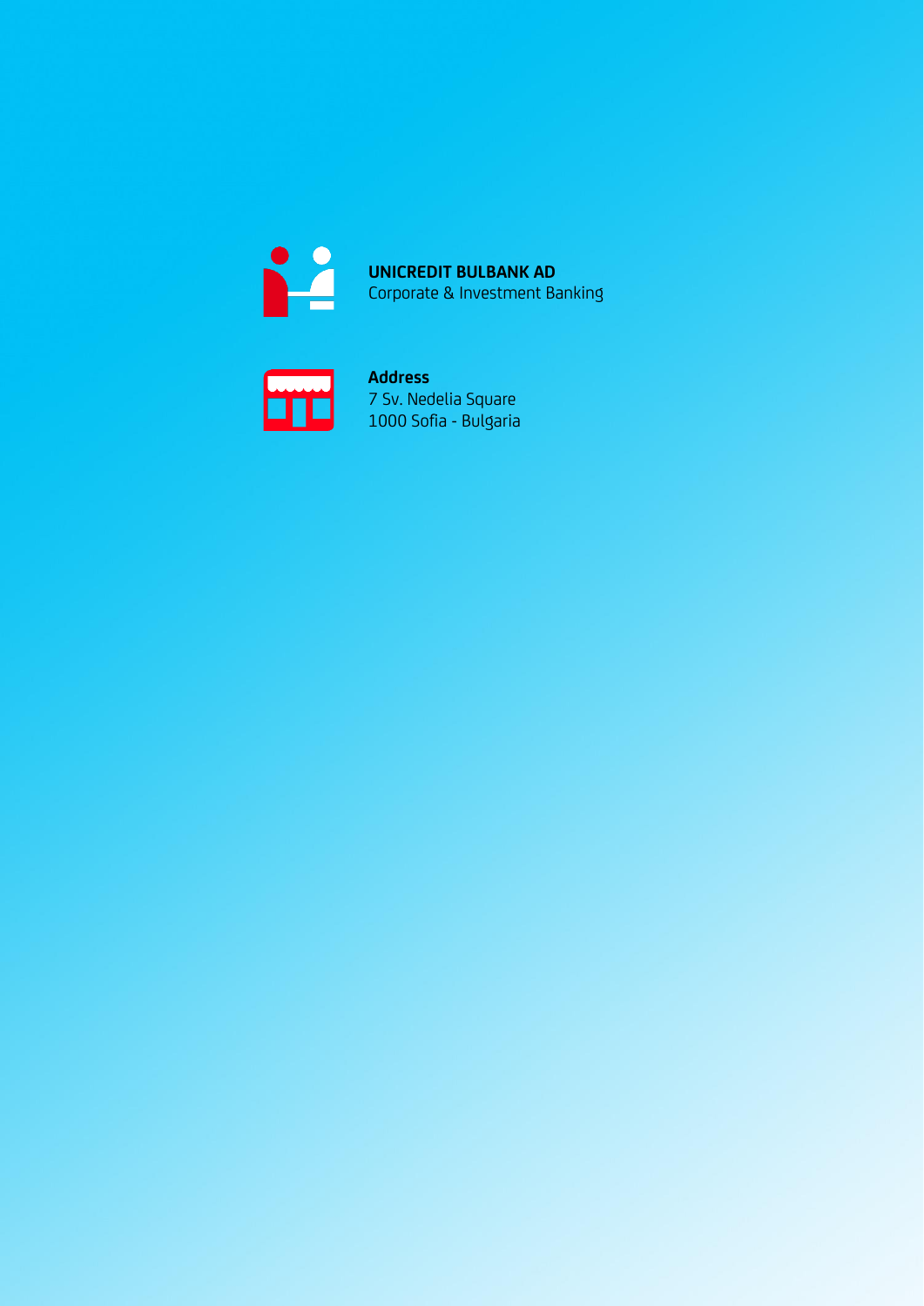**UNICREDIT BULBANK AD**
Corporate & Investment Banking

**Address**
7 Sv. Nedelia Square
1000 Sofia - Bulgaria